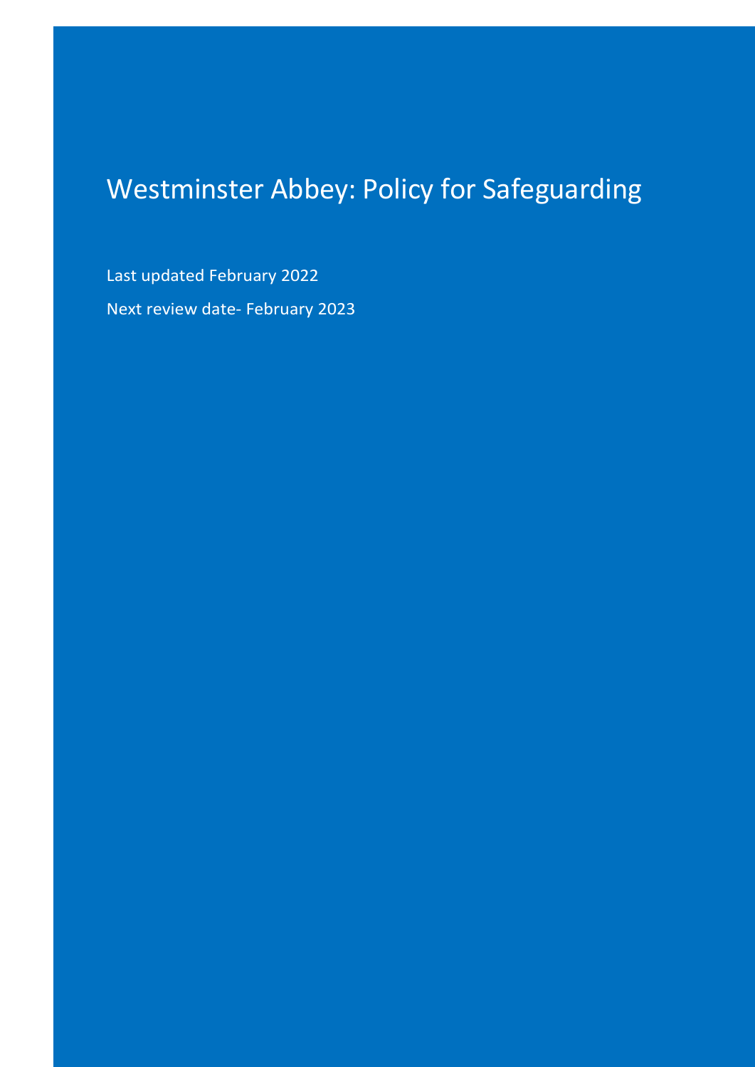# Westminster Abbey: Policy for Safeguarding

Last updated February 2022

Next review date- February 2023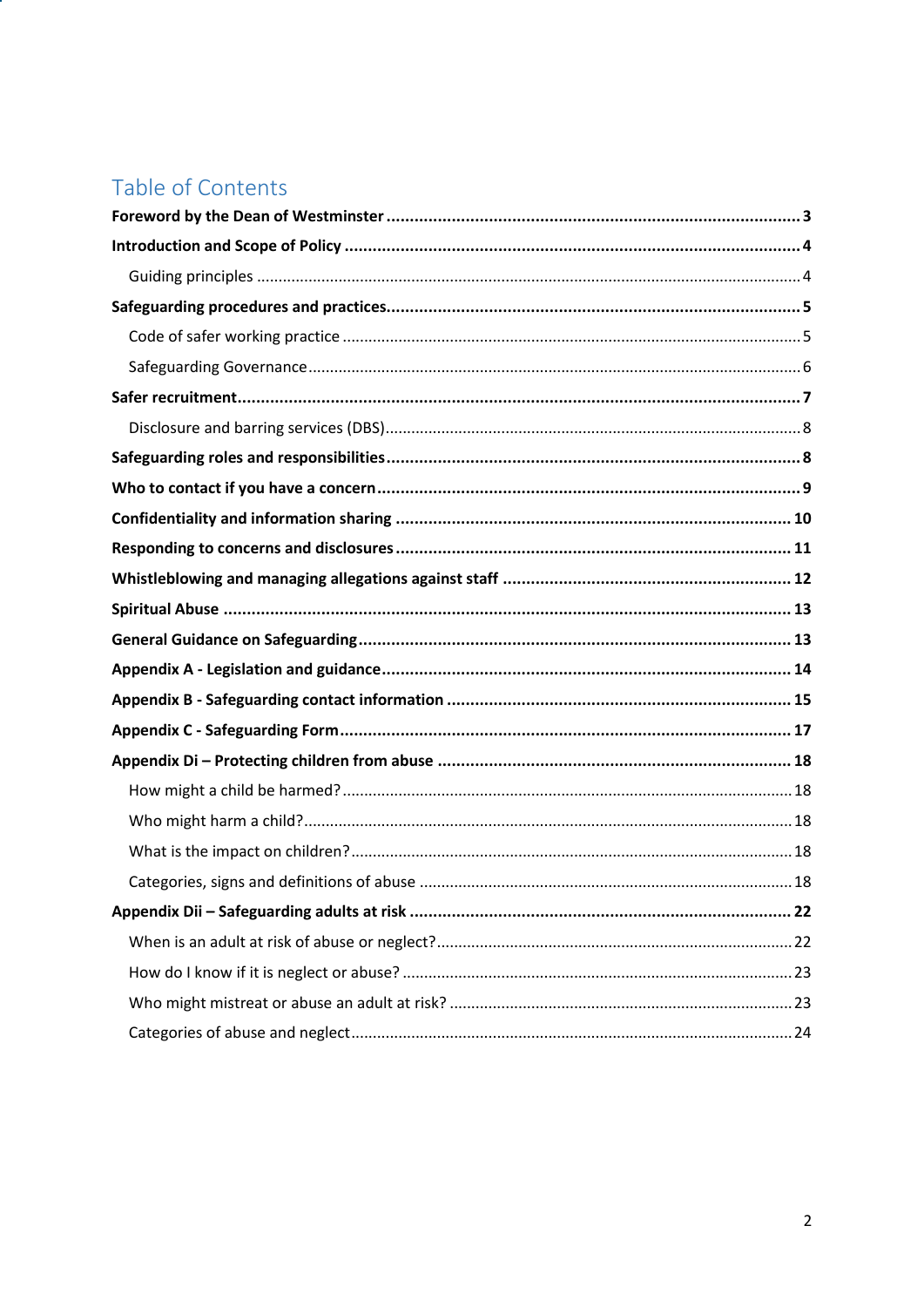# Table of Contents

**Foreword by the Dean of Westminster** ..... **3**

**Introduction and Scope of Policy** ..... **4**

- Guiding principles ..... 4

**Safeguarding procedures and practices** ..... **5**

- Code of safer working practice ..... 5
- Safeguarding Governance ..... 6

**Safer recruitment** ..... **7**

- Disclosure and barring services (DBS) ..... 8

**Safeguarding roles and responsibilities** ..... **8**

**Who to contact if you have a concern** ..... **9**

**Confidentiality and information sharing** ..... **10**

**Responding to concerns and disclosures** ..... **11**

**Whistleblowing and managing allegations against staff** ..... **12**

**Spiritual Abuse** ..... **13**

**General Guidance on Safeguarding** ..... **13**

**Appendix A - Legislation and guidance** ..... **14**

**Appendix B - Safeguarding contact information** ..... **15**

**Appendix C - Safeguarding Form** ..... **17**

**Appendix Di – Protecting children from abuse** ..... **18**

- How might a child be harmed? ..... 18
- Who might harm a child? ..... 18
- What is the impact on children? ..... 18
- Categories, signs and definitions of abuse ..... 18

**Appendix Dii – Safeguarding adults at risk** ..... **22**

- When is an adult at risk of abuse or neglect? ..... 22
- How do I know if it is neglect or abuse? ..... 23
- Who might mistreat or abuse an adult at risk? ..... 23
- Categories of abuse and neglect ..... 24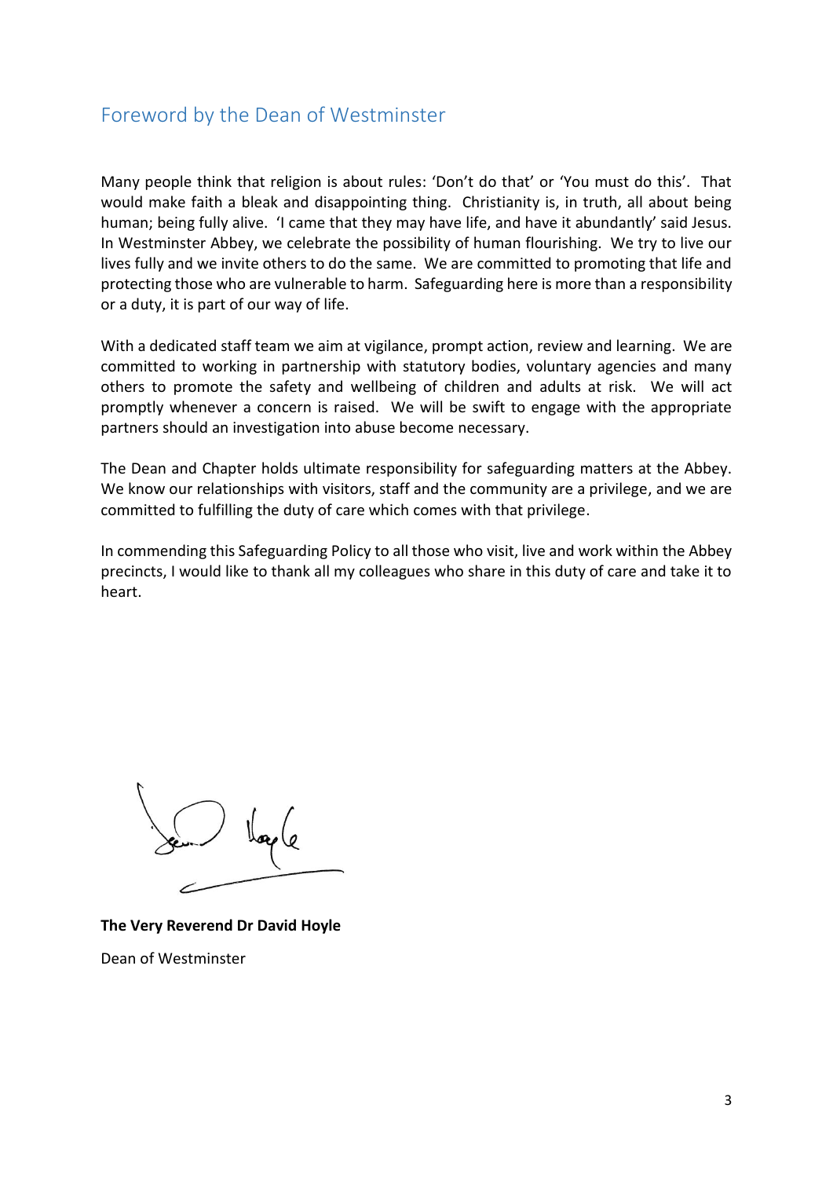## Foreword by the Dean of Westminster

Many people think that religion is about rules: 'Don't do that' or 'You must do this'. That would make faith a bleak and disappointing thing. Christianity is, in truth, all about being human; being fully alive. 'I came that they may have life, and have it abundantly' said Jesus. In Westminster Abbey, we celebrate the possibility of human flourishing. We try to live our lives fully and we invite others to do the same. We are committed to promoting that life and protecting those who are vulnerable to harm. Safeguarding here is more than a responsibility or a duty, it is part of our way of life.

With a dedicated staff team we aim at vigilance, prompt action, review and learning. We are committed to working in partnership with statutory bodies, voluntary agencies and many others to promote the safety and wellbeing of children and adults at risk. We will act promptly whenever a concern is raised. We will be swift to engage with the appropriate partners should an investigation into abuse become necessary.

The Dean and Chapter holds ultimate responsibility for safeguarding matters at the Abbey. We know our relationships with visitors, staff and the community are a privilege, and we are committed to fulfilling the duty of care which comes with that privilege.

In commending this Safeguarding Policy to all those who visit, live and work within the Abbey precincts, I would like to thank all my colleagues who share in this duty of care and take it to heart.

**The Very Reverend Dr David Hoyle**

Dean of Westminster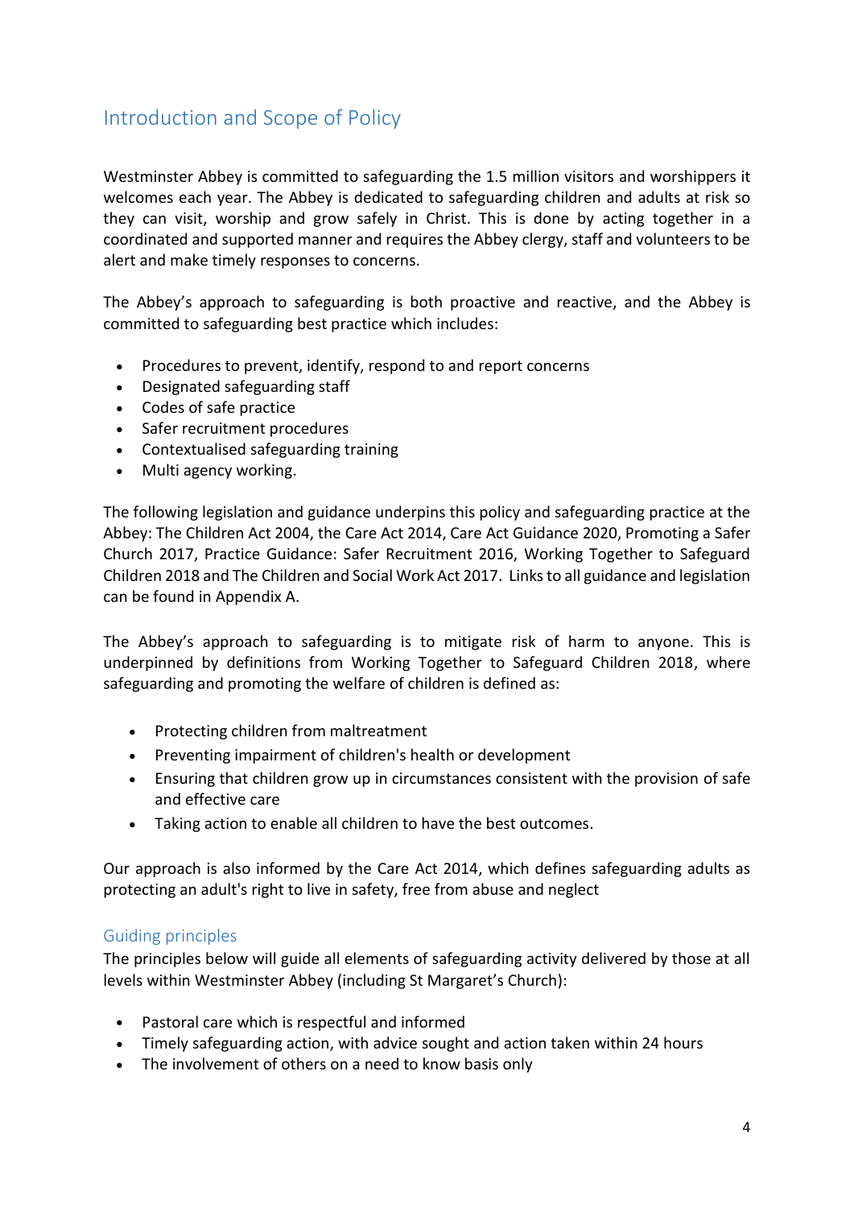## Introduction and Scope of Policy

Westminster Abbey is committed to safeguarding the 1.5 million visitors and worshippers it welcomes each year. The Abbey is dedicated to safeguarding children and adults at risk so they can visit, worship and grow safely in Christ. This is done by acting together in a coordinated and supported manner and requires the Abbey clergy, staff and volunteers to be alert and make timely responses to concerns.

The Abbey's approach to safeguarding is both proactive and reactive, and the Abbey is committed to safeguarding best practice which includes:

- Procedures to prevent, identify, respond to and report concerns
- Designated safeguarding staff
- Codes of safe practice
- Safer recruitment procedures
- Contextualised safeguarding training
- Multi agency working.

The following legislation and guidance underpins this policy and safeguarding practice at the Abbey: The Children Act 2004, the Care Act 2014, Care Act Guidance 2020, Promoting a Safer Church 2017, Practice Guidance: Safer Recruitment 2016, Working Together to Safeguard Children 2018 and The Children and Social Work Act 2017. Links to all guidance and legislation can be found in Appendix A.

The Abbey's approach to safeguarding is to mitigate risk of harm to anyone. This is underpinned by definitions from Working Together to Safeguard Children 2018, where safeguarding and promoting the welfare of children is defined as:

- Protecting children from maltreatment
- Preventing impairment of children's health or development
- Ensuring that children grow up in circumstances consistent with the provision of safe and effective care
- Taking action to enable all children to have the best outcomes.

Our approach is also informed by the Care Act 2014, which defines safeguarding adults as protecting an adult's right to live in safety, free from abuse and neglect

### Guiding principles

The principles below will guide all elements of safeguarding activity delivered by those at all levels within Westminster Abbey (including St Margaret's Church):

- Pastoral care which is respectful and informed
- Timely safeguarding action, with advice sought and action taken within 24 hours
- The involvement of others on a need to know basis only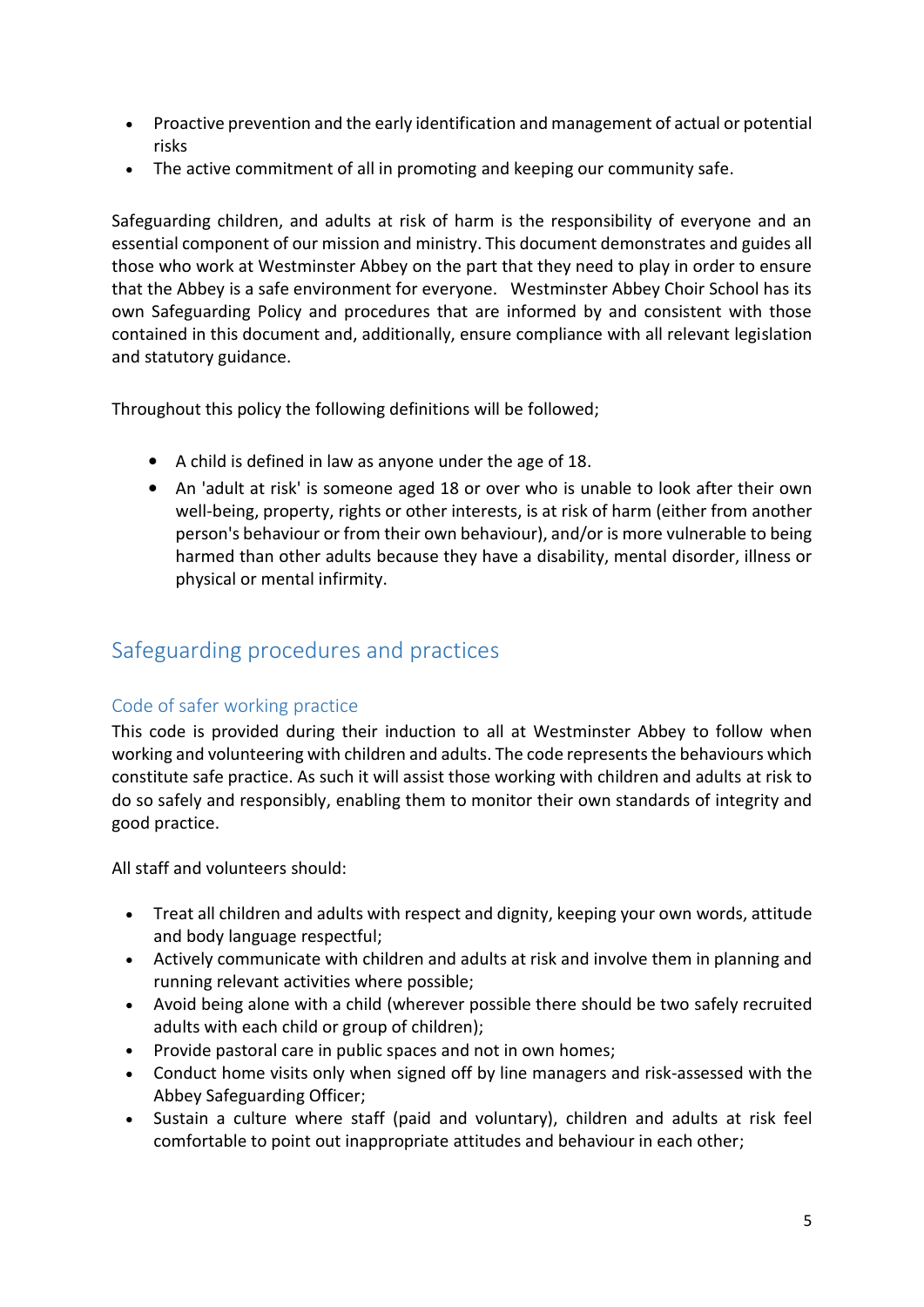- Proactive prevention and the early identification and management of actual or potential risks
- The active commitment of all in promoting and keeping our community safe.

Safeguarding children, and adults at risk of harm is the responsibility of everyone and an essential component of our mission and ministry. This document demonstrates and guides all those who work at Westminster Abbey on the part that they need to play in order to ensure that the Abbey is a safe environment for everyone. Westminster Abbey Choir School has its own Safeguarding Policy and procedures that are informed by and consistent with those contained in this document and, additionally, ensure compliance with all relevant legislation and statutory guidance.

Throughout this policy the following definitions will be followed;

- A child is defined in law as anyone under the age of 18.
- An 'adult at risk' is someone aged 18 or over who is unable to look after their own well-being, property, rights or other interests, is at risk of harm (either from another person's behaviour or from their own behaviour), and/or is more vulnerable to being harmed than other adults because they have a disability, mental disorder, illness or physical or mental infirmity.

## Safeguarding procedures and practices

### Code of safer working practice

This code is provided during their induction to all at Westminster Abbey to follow when working and volunteering with children and adults. The code represents the behaviours which constitute safe practice. As such it will assist those working with children and adults at risk to do so safely and responsibly, enabling them to monitor their own standards of integrity and good practice.

All staff and volunteers should:

- Treat all children and adults with respect and dignity, keeping your own words, attitude and body language respectful;
- Actively communicate with children and adults at risk and involve them in planning and running relevant activities where possible;
- Avoid being alone with a child (wherever possible there should be two safely recruited adults with each child or group of children);
- Provide pastoral care in public spaces and not in own homes;
- Conduct home visits only when signed off by line managers and risk-assessed with the Abbey Safeguarding Officer;
- Sustain a culture where staff (paid and voluntary), children and adults at risk feel comfortable to point out inappropriate attitudes and behaviour in each other;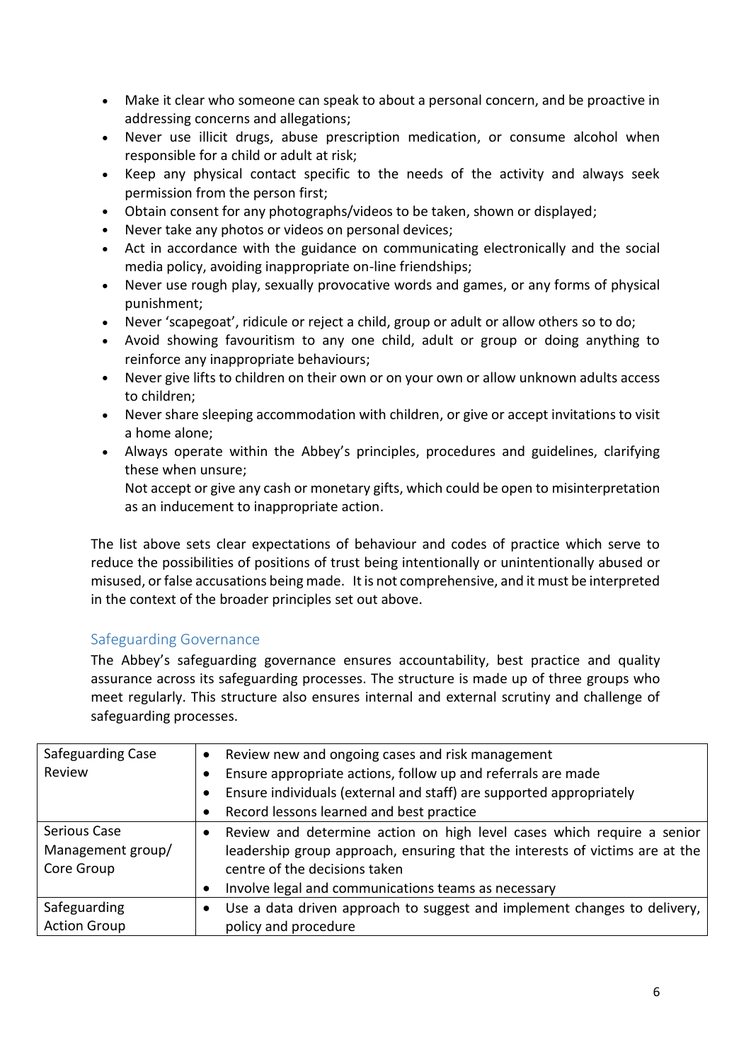- Make it clear who someone can speak to about a personal concern, and be proactive in addressing concerns and allegations;
- Never use illicit drugs, abuse prescription medication, or consume alcohol when responsible for a child or adult at risk;
- Keep any physical contact specific to the needs of the activity and always seek permission from the person first;
- Obtain consent for any photographs/videos to be taken, shown or displayed;
- Never take any photos or videos on personal devices;
- Act in accordance with the guidance on communicating electronically and the social media policy, avoiding inappropriate on-line friendships;
- Never use rough play, sexually provocative words and games, or any forms of physical punishment;
- Never 'scapegoat', ridicule or reject a child, group or adult or allow others so to do;
- Avoid showing favouritism to any one child, adult or group or doing anything to reinforce any inappropriate behaviours;
- Never give lifts to children on their own or on your own or allow unknown adults access to children;
- Never share sleeping accommodation with children, or give or accept invitations to visit a home alone;
- Always operate within the Abbey's principles, procedures and guidelines, clarifying these when unsure;
  Not accept or give any cash or monetary gifts, which could be open to misinterpretation as an inducement to inappropriate action.

The list above sets clear expectations of behaviour and codes of practice which serve to reduce the possibilities of positions of trust being intentionally or unintentionally abused or misused, or false accusations being made. It is not comprehensive, and it must be interpreted in the context of the broader principles set out above.

## Safeguarding Governance

The Abbey's safeguarding governance ensures accountability, best practice and quality assurance across its safeguarding processes. The structure is made up of three groups who meet regularly. This structure also ensures internal and external scrutiny and challenge of safeguarding processes.

| Group | Responsibilities |
|---|---|
| Safeguarding Case Review | • Review new and ongoing cases and risk management<br>• Ensure appropriate actions, follow up and referrals are made<br>• Ensure individuals (external and staff) are supported appropriately<br>• Record lessons learned and best practice |
| Serious Case Management group/ Core Group | • Review and determine action on high level cases which require a senior leadership group approach, ensuring that the interests of victims are at the centre of the decisions taken<br>• Involve legal and communications teams as necessary |
| Safeguarding Action Group | • Use a data driven approach to suggest and implement changes to delivery, policy and procedure |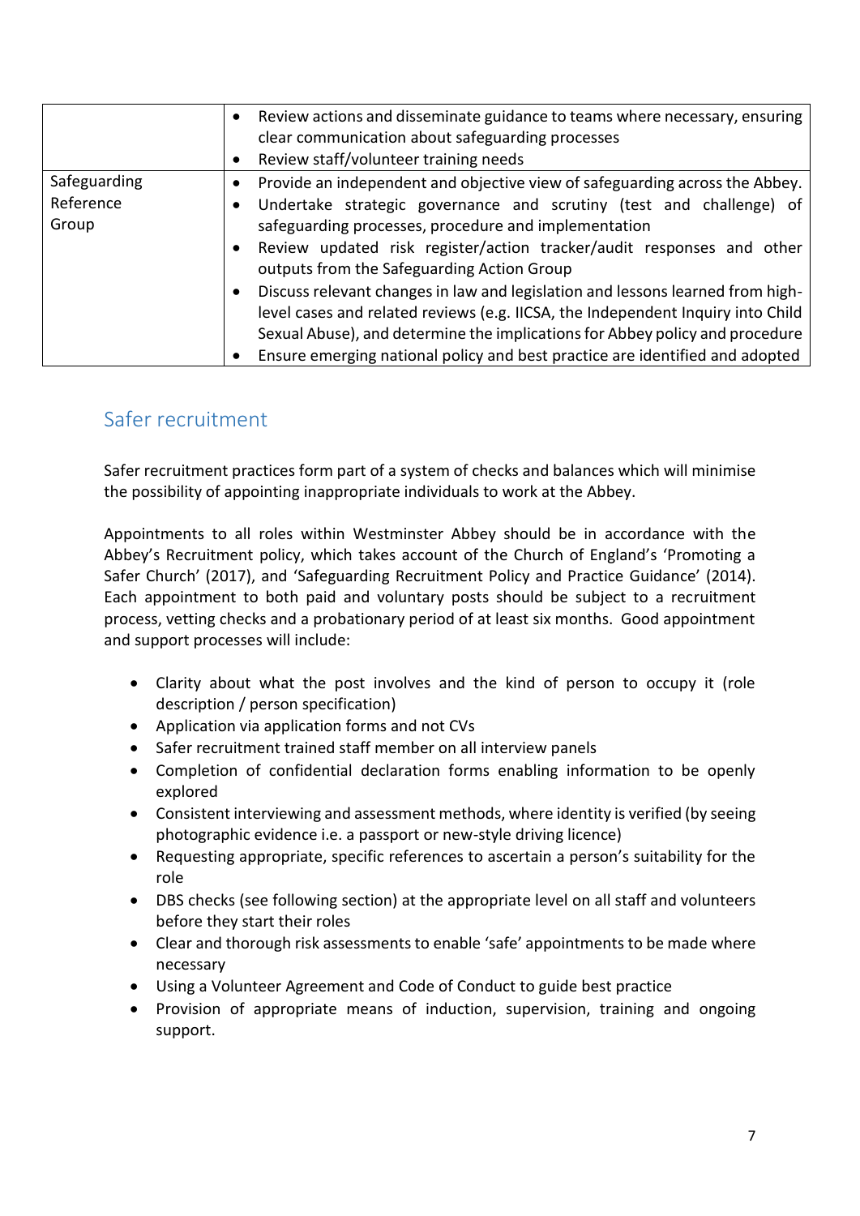| | |
|---|---|
| | • Review actions and disseminate guidance to teams where necessary, ensuring clear communication about safeguarding processes<br>• Review staff/volunteer training needs |
| Safeguarding Reference Group | • Provide an independent and objective view of safeguarding across the Abbey.<br>• Undertake strategic governance and scrutiny (test and challenge) of safeguarding processes, procedure and implementation<br>• Review updated risk register/action tracker/audit responses and other outputs from the Safeguarding Action Group<br>• Discuss relevant changes in law and legislation and lessons learned from high-level cases and related reviews (e.g. IICSA, the Independent Inquiry into Child Sexual Abuse), and determine the implications for Abbey policy and procedure<br>• Ensure emerging national policy and best practice are identified and adopted |

## Safer recruitment

Safer recruitment practices form part of a system of checks and balances which will minimise the possibility of appointing inappropriate individuals to work at the Abbey.

Appointments to all roles within Westminster Abbey should be in accordance with the Abbey's Recruitment policy, which takes account of the Church of England's 'Promoting a Safer Church' (2017), and 'Safeguarding Recruitment Policy and Practice Guidance' (2014). Each appointment to both paid and voluntary posts should be subject to a recruitment process, vetting checks and a probationary period of at least six months. Good appointment and support processes will include:

- Clarity about what the post involves and the kind of person to occupy it (role description / person specification)
- Application via application forms and not CVs
- Safer recruitment trained staff member on all interview panels
- Completion of confidential declaration forms enabling information to be openly explored
- Consistent interviewing and assessment methods, where identity is verified (by seeing photographic evidence i.e. a passport or new-style driving licence)
- Requesting appropriate, specific references to ascertain a person's suitability for the role
- DBS checks (see following section) at the appropriate level on all staff and volunteers before they start their roles
- Clear and thorough risk assessments to enable 'safe' appointments to be made where necessary
- Using a Volunteer Agreement and Code of Conduct to guide best practice
- Provision of appropriate means of induction, supervision, training and ongoing support.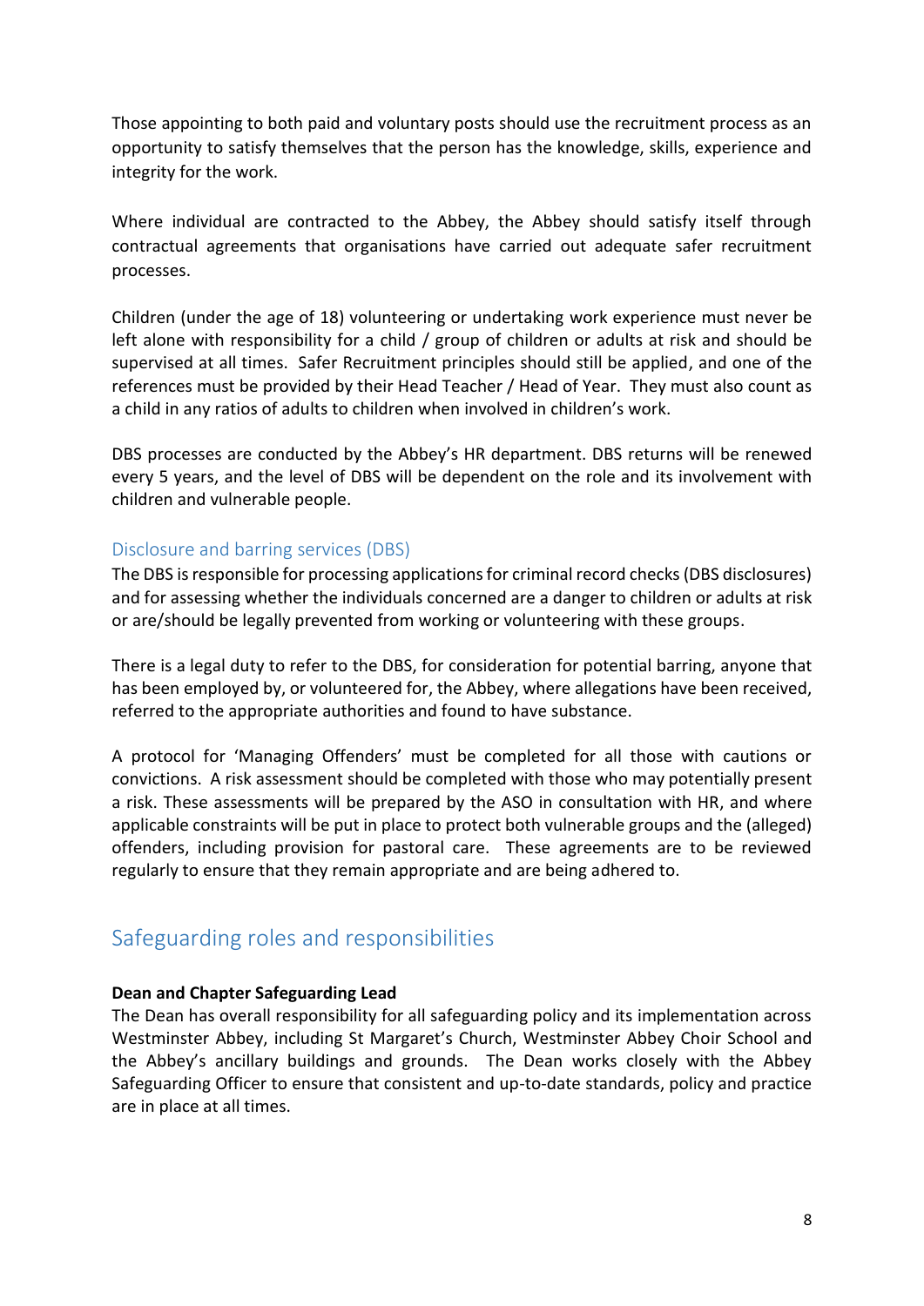Those appointing to both paid and voluntary posts should use the recruitment process as an opportunity to satisfy themselves that the person has the knowledge, skills, experience and integrity for the work.

Where individual are contracted to the Abbey, the Abbey should satisfy itself through contractual agreements that organisations have carried out adequate safer recruitment processes.

Children (under the age of 18) volunteering or undertaking work experience must never be left alone with responsibility for a child / group of children or adults at risk and should be supervised at all times. Safer Recruitment principles should still be applied, and one of the references must be provided by their Head Teacher / Head of Year. They must also count as a child in any ratios of adults to children when involved in children's work.

DBS processes are conducted by the Abbey's HR department. DBS returns will be renewed every 5 years, and the level of DBS will be dependent on the role and its involvement with children and vulnerable people.

### Disclosure and barring services (DBS)

The DBS is responsible for processing applications for criminal record checks (DBS disclosures) and for assessing whether the individuals concerned are a danger to children or adults at risk or are/should be legally prevented from working or volunteering with these groups.

There is a legal duty to refer to the DBS, for consideration for potential barring, anyone that has been employed by, or volunteered for, the Abbey, where allegations have been received, referred to the appropriate authorities and found to have substance.

A protocol for 'Managing Offenders' must be completed for all those with cautions or convictions. A risk assessment should be completed with those who may potentially present a risk. These assessments will be prepared by the ASO in consultation with HR, and where applicable constraints will be put in place to protect both vulnerable groups and the (alleged) offenders, including provision for pastoral care. These agreements are to be reviewed regularly to ensure that they remain appropriate and are being adhered to.

## Safeguarding roles and responsibilities

**Dean and Chapter Safeguarding Lead**

The Dean has overall responsibility for all safeguarding policy and its implementation across Westminster Abbey, including St Margaret's Church, Westminster Abbey Choir School and the Abbey's ancillary buildings and grounds. The Dean works closely with the Abbey Safeguarding Officer to ensure that consistent and up-to-date standards, policy and practice are in place at all times.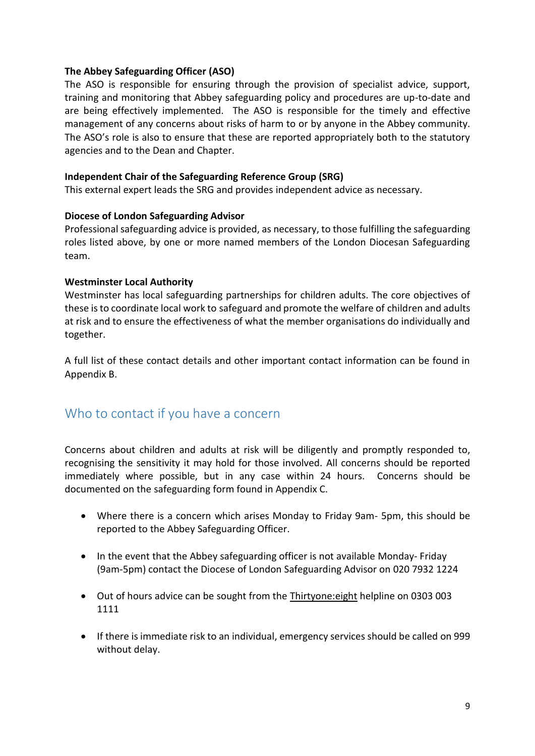**The Abbey Safeguarding Officer (ASO)**
The ASO is responsible for ensuring through the provision of specialist advice, support, training and monitoring that Abbey safeguarding policy and procedures are up-to-date and are being effectively implemented. The ASO is responsible for the timely and effective management of any concerns about risks of harm to or by anyone in the Abbey community. The ASO's role is also to ensure that these are reported appropriately both to the statutory agencies and to the Dean and Chapter.

**Independent Chair of the Safeguarding Reference Group (SRG)**
This external expert leads the SRG and provides independent advice as necessary.

**Diocese of London Safeguarding Advisor**
Professional safeguarding advice is provided, as necessary, to those fulfilling the safeguarding roles listed above, by one or more named members of the London Diocesan Safeguarding team.

**Westminster Local Authority**
Westminster has local safeguarding partnerships for children adults. The core objectives of these is to coordinate local work to safeguard and promote the welfare of children and adults at risk and to ensure the effectiveness of what the member organisations do individually and together.

A full list of these contact details and other important contact information can be found in Appendix B.

## Who to contact if you have a concern

Concerns about children and adults at risk will be diligently and promptly responded to, recognising the sensitivity it may hold for those involved. All concerns should be reported immediately where possible, but in any case within 24 hours. Concerns should be documented on the safeguarding form found in Appendix C.

- Where there is a concern which arises Monday to Friday 9am- 5pm, this should be reported to the Abbey Safeguarding Officer.

- In the event that the Abbey safeguarding officer is not available Monday- Friday (9am-5pm) contact the Diocese of London Safeguarding Advisor on 020 7932 1224

- Out of hours advice can be sought from the Thirtyone:eight helpline on 0303 003 1111

- If there is immediate risk to an individual, emergency services should be called on 999 without delay.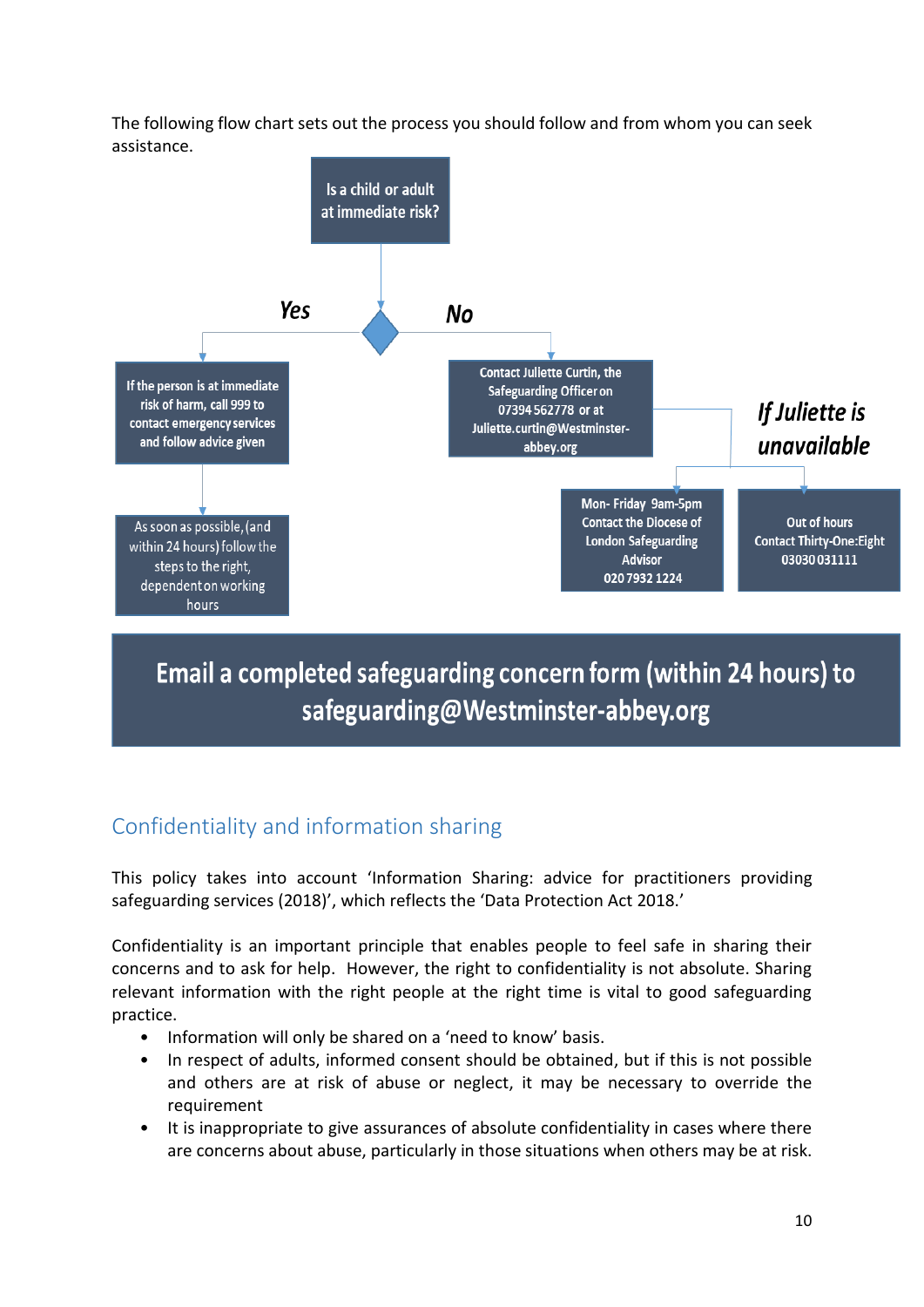The following flow chart sets out the process you should follow and from whom you can seek assistance.

**Is a child or adult at immediate risk?**

***Yes***

If the person is at immediate risk of harm, call 999 to contact emergency services and follow advice given

As soon as possible, (and within 24 hours) follow the steps to the right, dependent on working hours

***No***

Contact Juliette Curtin, the Safeguarding Officer on 07394 562778 or at Juliette.curtin@Westminster-abbey.org

***If Juliette is unavailable***

Mon- Friday 9am-5pm Contact the Diocese of London Safeguarding Advisor 020 7932 1224

Out of hours Contact Thirty-One:Eight 03030 031111

**Email a completed safeguarding concern form (within 24 hours) to safeguarding@Westminster-abbey.org**

## Confidentiality and information sharing

This policy takes into account 'Information Sharing: advice for practitioners providing safeguarding services (2018)', which reflects the 'Data Protection Act 2018.'

Confidentiality is an important principle that enables people to feel safe in sharing their concerns and to ask for help. However, the right to confidentiality is not absolute. Sharing relevant information with the right people at the right time is vital to good safeguarding practice.

- Information will only be shared on a 'need to know' basis.
- In respect of adults, informed consent should be obtained, but if this is not possible and others are at risk of abuse or neglect, it may be necessary to override the requirement
- It is inappropriate to give assurances of absolute confidentiality in cases where there are concerns about abuse, particularly in those situations when others may be at risk.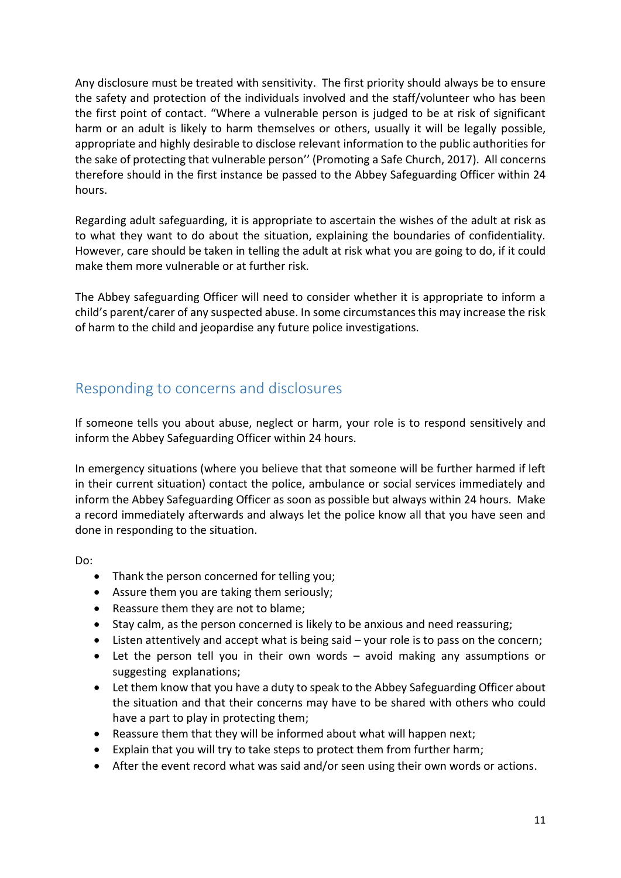Any disclosure must be treated with sensitivity. The first priority should always be to ensure the safety and protection of the individuals involved and the staff/volunteer who has been the first point of contact. "Where a vulnerable person is judged to be at risk of significant harm or an adult is likely to harm themselves or others, usually it will be legally possible, appropriate and highly desirable to disclose relevant information to the public authorities for the sake of protecting that vulnerable person'' (Promoting a Safe Church, 2017). All concerns therefore should in the first instance be passed to the Abbey Safeguarding Officer within 24 hours.

Regarding adult safeguarding, it is appropriate to ascertain the wishes of the adult at risk as to what they want to do about the situation, explaining the boundaries of confidentiality. However, care should be taken in telling the adult at risk what you are going to do, if it could make them more vulnerable or at further risk.

The Abbey safeguarding Officer will need to consider whether it is appropriate to inform a child's parent/carer of any suspected abuse. In some circumstances this may increase the risk of harm to the child and jeopardise any future police investigations.

## Responding to concerns and disclosures

If someone tells you about abuse, neglect or harm, your role is to respond sensitively and inform the Abbey Safeguarding Officer within 24 hours.

In emergency situations (where you believe that that someone will be further harmed if left in their current situation) contact the police, ambulance or social services immediately and inform the Abbey Safeguarding Officer as soon as possible but always within 24 hours. Make a record immediately afterwards and always let the police know all that you have seen and done in responding to the situation.

Do:

- Thank the person concerned for telling you;
- Assure them you are taking them seriously;
- Reassure them they are not to blame;
- Stay calm, as the person concerned is likely to be anxious and need reassuring;
- Listen attentively and accept what is being said – your role is to pass on the concern;
- Let the person tell you in their own words – avoid making any assumptions or suggesting explanations;
- Let them know that you have a duty to speak to the Abbey Safeguarding Officer about the situation and that their concerns may have to be shared with others who could have a part to play in protecting them;
- Reassure them that they will be informed about what will happen next;
- Explain that you will try to take steps to protect them from further harm;
- After the event record what was said and/or seen using their own words or actions.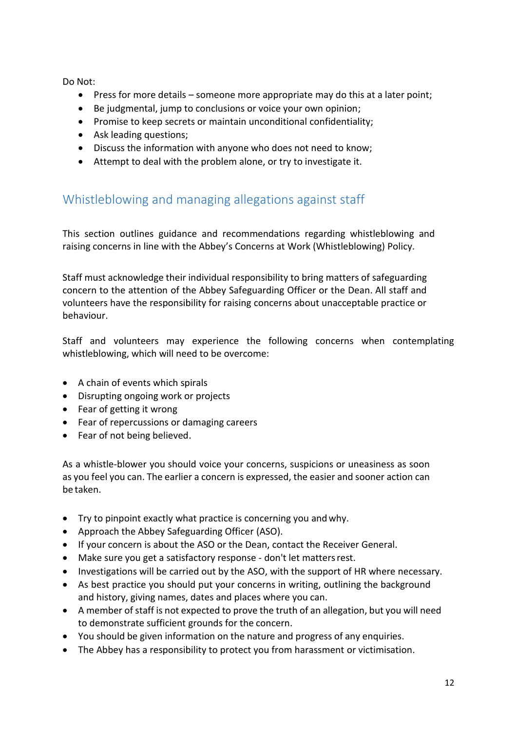Do Not:

- Press for more details – someone more appropriate may do this at a later point;
- Be judgmental, jump to conclusions or voice your own opinion;
- Promise to keep secrets or maintain unconditional confidentiality;
- Ask leading questions;
- Discuss the information with anyone who does not need to know;
- Attempt to deal with the problem alone, or try to investigate it.

## Whistleblowing and managing allegations against staff

This section outlines guidance and recommendations regarding whistleblowing and raising concerns in line with the Abbey's Concerns at Work (Whistleblowing) Policy.

Staff must acknowledge their individual responsibility to bring matters of safeguarding concern to the attention of the Abbey Safeguarding Officer or the Dean. All staff and volunteers have the responsibility for raising concerns about unacceptable practice or behaviour.

Staff and volunteers may experience the following concerns when contemplating whistleblowing, which will need to be overcome:

- A chain of events which spirals
- Disrupting ongoing work or projects
- Fear of getting it wrong
- Fear of repercussions or damaging careers
- Fear of not being believed.

As a whistle-blower you should voice your concerns, suspicions or uneasiness as soon as you feel you can. The earlier a concern is expressed, the easier and sooner action can be taken.

- Try to pinpoint exactly what practice is concerning you and why.
- Approach the Abbey Safeguarding Officer (ASO).
- If your concern is about the ASO or the Dean, contact the Receiver General.
- Make sure you get a satisfactory response - don't let matters rest.
- Investigations will be carried out by the ASO, with the support of HR where necessary.
- As best practice you should put your concerns in writing, outlining the background and history, giving names, dates and places where you can.
- A member of staff is not expected to prove the truth of an allegation, but you will need to demonstrate sufficient grounds for the concern.
- You should be given information on the nature and progress of any enquiries.
- The Abbey has a responsibility to protect you from harassment or victimisation.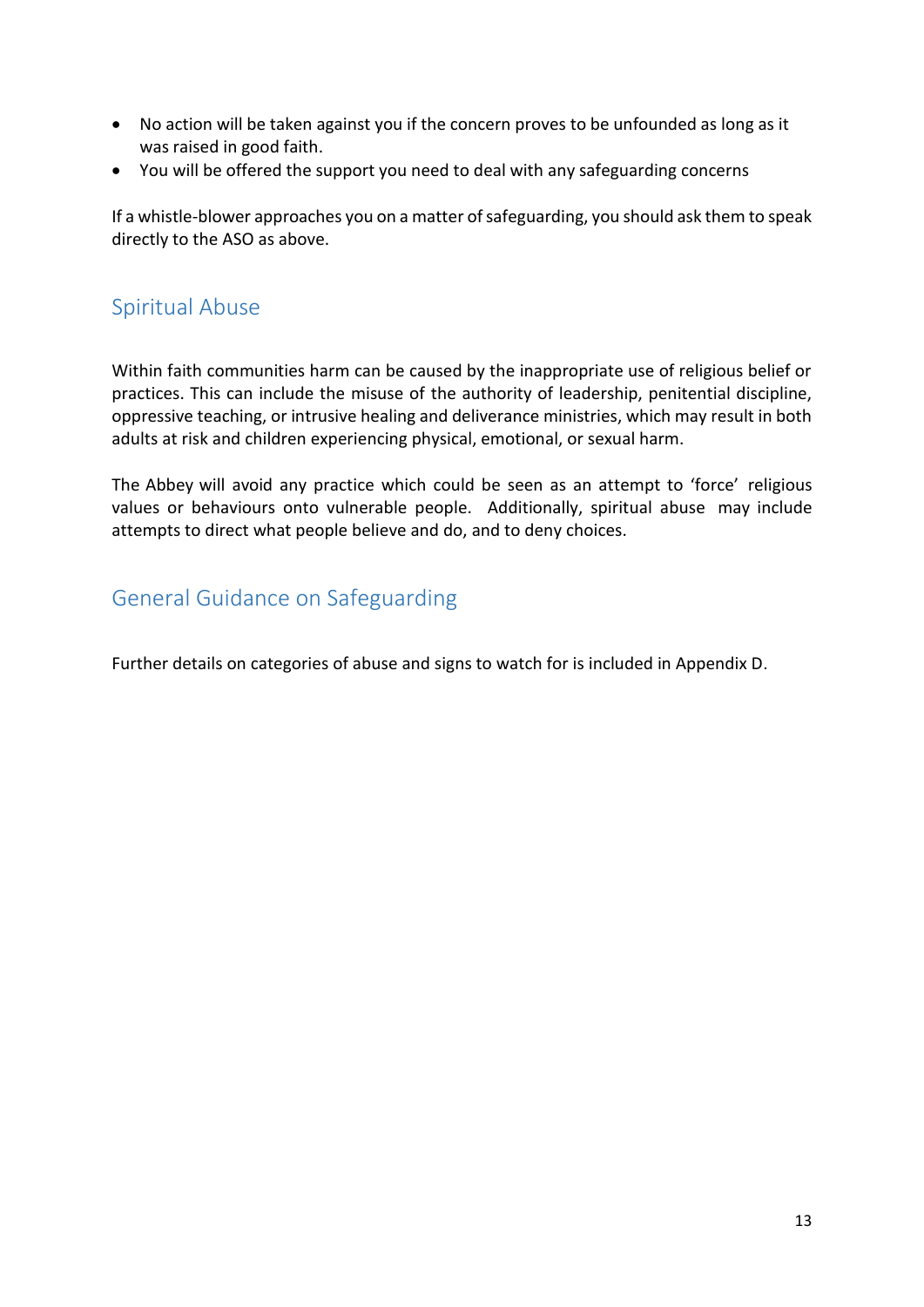- No action will be taken against you if the concern proves to be unfounded as long as it was raised in good faith.
- You will be offered the support you need to deal with any safeguarding concerns

If a whistle-blower approaches you on a matter of safeguarding, you should ask them to speak directly to the ASO as above.

## Spiritual Abuse

Within faith communities harm can be caused by the inappropriate use of religious belief or practices. This can include the misuse of the authority of leadership, penitential discipline, oppressive teaching, or intrusive healing and deliverance ministries, which may result in both adults at risk and children experiencing physical, emotional, or sexual harm.

The Abbey will avoid any practice which could be seen as an attempt to 'force' religious values or behaviours onto vulnerable people. Additionally, spiritual abuse may include attempts to direct what people believe and do, and to deny choices.

## General Guidance on Safeguarding

Further details on categories of abuse and signs to watch for is included in Appendix D.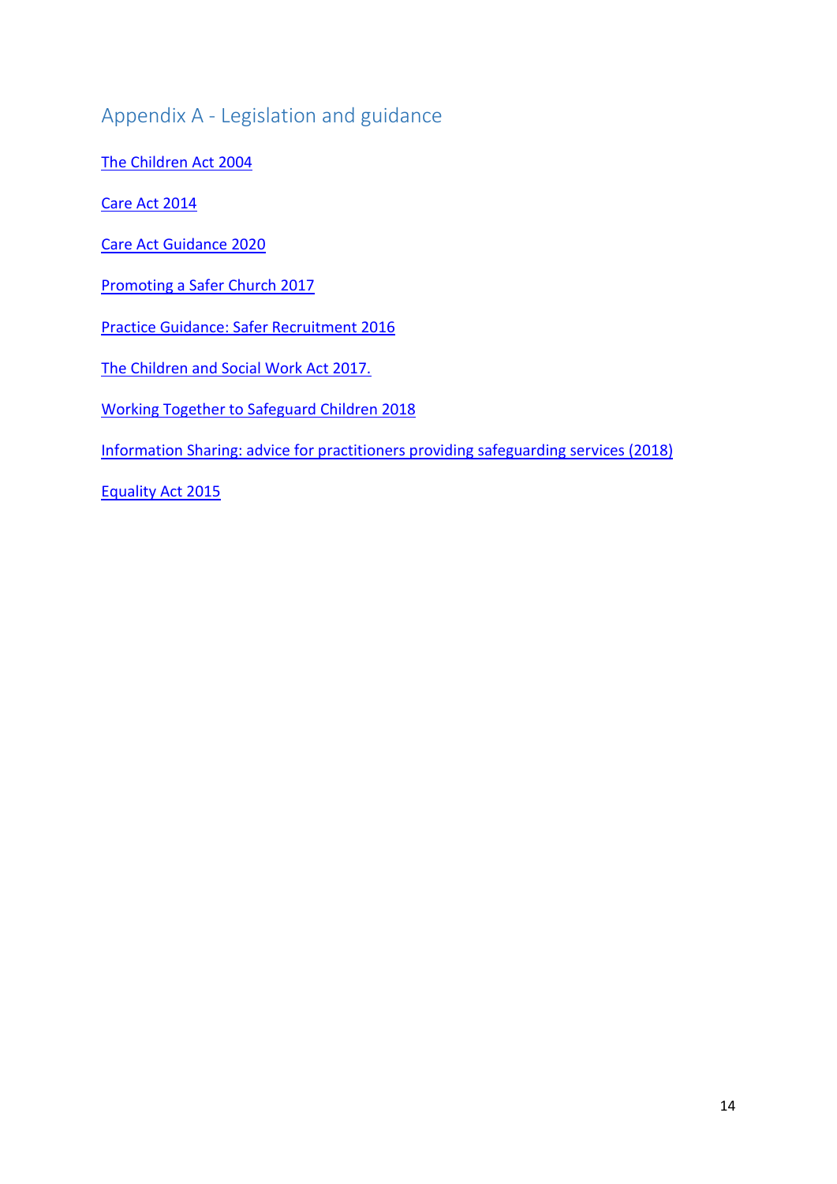## Appendix A - Legislation and guidance

The Children Act 2004

Care Act 2014

Care Act Guidance 2020

Promoting a Safer Church 2017

Practice Guidance: Safer Recruitment 2016

The Children and Social Work Act 2017.

Working Together to Safeguard Children 2018

Information Sharing: advice for practitioners providing safeguarding services (2018)

Equality Act 2015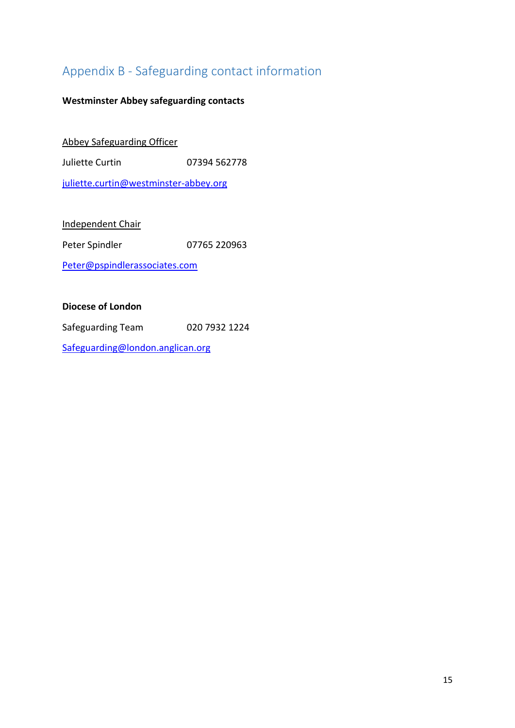# Appendix B - Safeguarding contact information

**Westminster Abbey safeguarding contacts**

Abbey Safeguarding Officer

Juliette Curtin 07394 562778

juliette.curtin@westminster-abbey.org

Independent Chair

Peter Spindler 07765 220963

Peter@pspindlerassociates.com

**Diocese of London**

Safeguarding Team 020 7932 1224

Safeguarding@london.anglican.org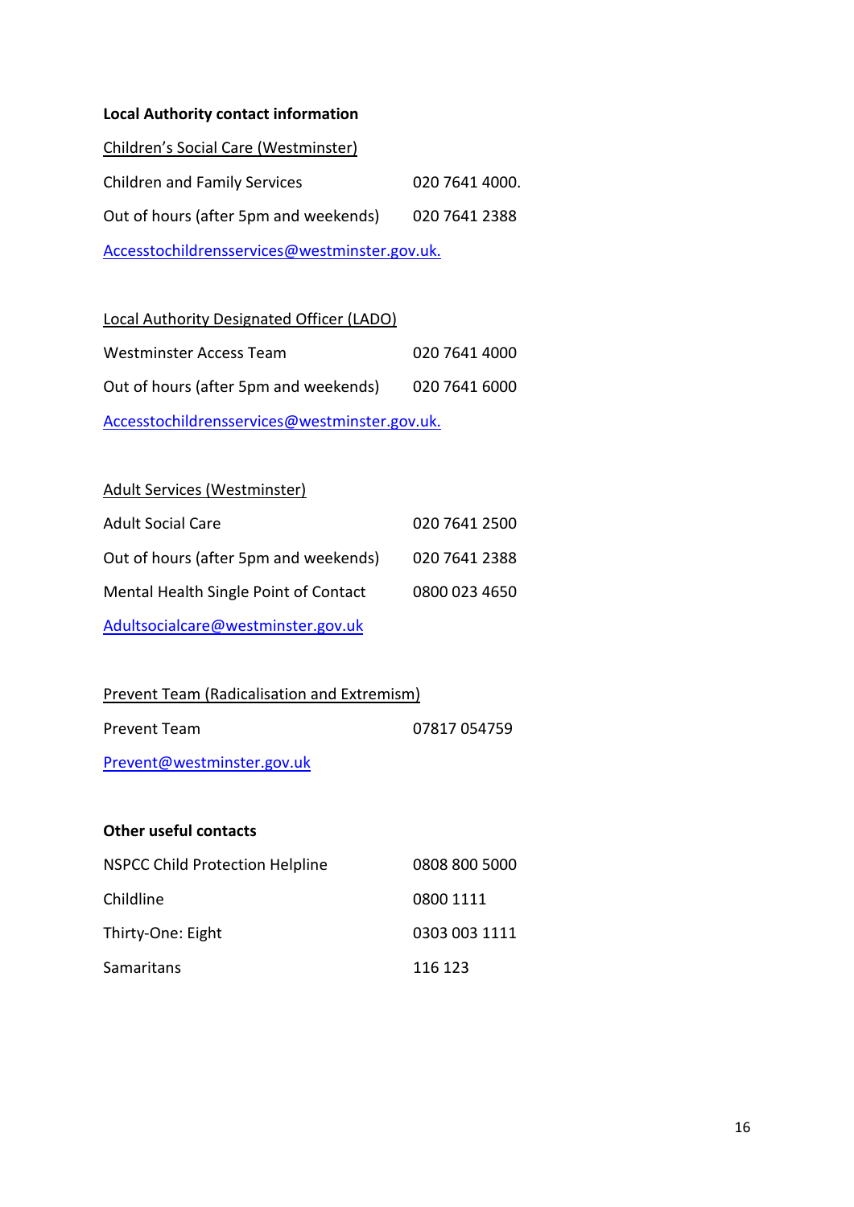**Local Authority contact information**

Children's Social Care (Westminster)

| | |
|---|---|
| Children and Family Services | 020 7641 4000. |
| Out of hours (after 5pm and weekends) | 020 7641 2388 |

Accesstochildrensservices@westminster.gov.uk.

Local Authority Designated Officer (LADO)

| | |
|---|---|
| Westminster Access Team | 020 7641 4000 |
| Out of hours (after 5pm and weekends) | 020 7641 6000 |

Accesstochildrensservices@westminster.gov.uk.

Adult Services (Westminster)

| | |
|---|---|
| Adult Social Care | 020 7641 2500 |
| Out of hours (after 5pm and weekends) | 020 7641 2388 |
| Mental Health Single Point of Contact | 0800 023 4650 |

Adultsocialcare@westminster.gov.uk

Prevent Team (Radicalisation and Extremism)

| | |
|---|---|
| Prevent Team | 07817 054759 |

Prevent@westminster.gov.uk

**Other useful contacts**

| | |
|---|---|
| NSPCC Child Protection Helpline | 0808 800 5000 |
| Childline | 0800 1111 |
| Thirty-One: Eight | 0303 003 1111 |
| Samaritans | 116 123 |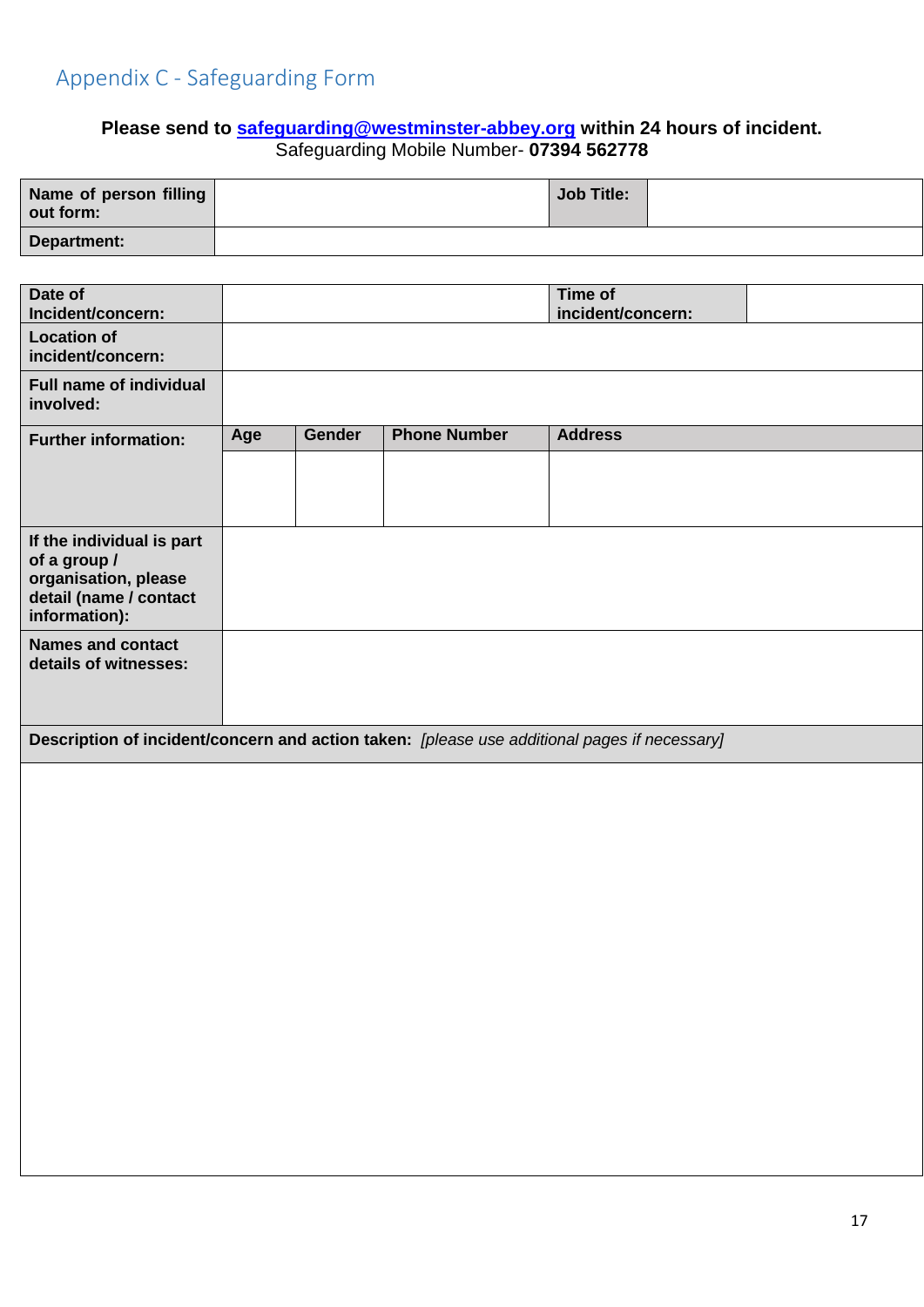## Appendix C - Safeguarding Form

**Please send to safeguarding@westminster-abbey.org within 24 hours of incident.**
Safeguarding Mobile Number- **07394 562778**

| **Name of person filling out form:** | | **Job Title:** | |
|---|---|---|---|
| **Department:** | | | |

| **Date of Incident/concern:** | | | | **Time of incident/concern:** |
|---|---|---|---|---|
| **Location of incident/concern:** | | | | |
| **Full name of individual involved:** | | | | |
| **Further information:** | **Age** | **Gender** | **Phone Number** | **Address** |
| | | | | |
| **If the individual is part of a group / organisation, please detail (name / contact information):** | | | | |
| **Names and contact details of witnesses:** | | | | |

| **Description of incident/concern and action taken:** *[please use additional pages if necessary]* |
|---|
| |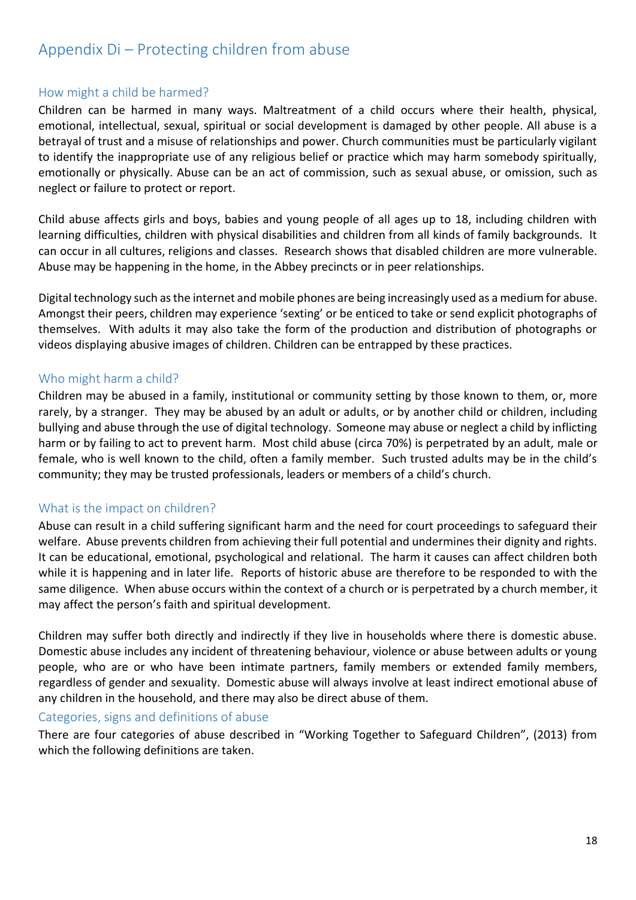# Appendix Di – Protecting children from abuse

## How might a child be harmed?

Children can be harmed in many ways. Maltreatment of a child occurs where their health, physical, emotional, intellectual, sexual, spiritual or social development is damaged by other people. All abuse is a betrayal of trust and a misuse of relationships and power. Church communities must be particularly vigilant to identify the inappropriate use of any religious belief or practice which may harm somebody spiritually, emotionally or physically. Abuse can be an act of commission, such as sexual abuse, or omission, such as neglect or failure to protect or report.

Child abuse affects girls and boys, babies and young people of all ages up to 18, including children with learning difficulties, children with physical disabilities and children from all kinds of family backgrounds. It can occur in all cultures, religions and classes. Research shows that disabled children are more vulnerable. Abuse may be happening in the home, in the Abbey precincts or in peer relationships.

Digital technology such as the internet and mobile phones are being increasingly used as a medium for abuse. Amongst their peers, children may experience 'sexting' or be enticed to take or send explicit photographs of themselves. With adults it may also take the form of the production and distribution of photographs or videos displaying abusive images of children. Children can be entrapped by these practices.

## Who might harm a child?

Children may be abused in a family, institutional or community setting by those known to them, or, more rarely, by a stranger. They may be abused by an adult or adults, or by another child or children, including bullying and abuse through the use of digital technology. Someone may abuse or neglect a child by inflicting harm or by failing to act to prevent harm. Most child abuse (circa 70%) is perpetrated by an adult, male or female, who is well known to the child, often a family member. Such trusted adults may be in the child's community; they may be trusted professionals, leaders or members of a child's church.

## What is the impact on children?

Abuse can result in a child suffering significant harm and the need for court proceedings to safeguard their welfare. Abuse prevents children from achieving their full potential and undermines their dignity and rights. It can be educational, emotional, psychological and relational. The harm it causes can affect children both while it is happening and in later life. Reports of historic abuse are therefore to be responded to with the same diligence. When abuse occurs within the context of a church or is perpetrated by a church member, it may affect the person's faith and spiritual development.

Children may suffer both directly and indirectly if they live in households where there is domestic abuse. Domestic abuse includes any incident of threatening behaviour, violence or abuse between adults or young people, who are or who have been intimate partners, family members or extended family members, regardless of gender and sexuality. Domestic abuse will always involve at least indirect emotional abuse of any children in the household, and there may also be direct abuse of them.

## Categories, signs and definitions of abuse

There are four categories of abuse described in "Working Together to Safeguard Children", (2013) from which the following definitions are taken.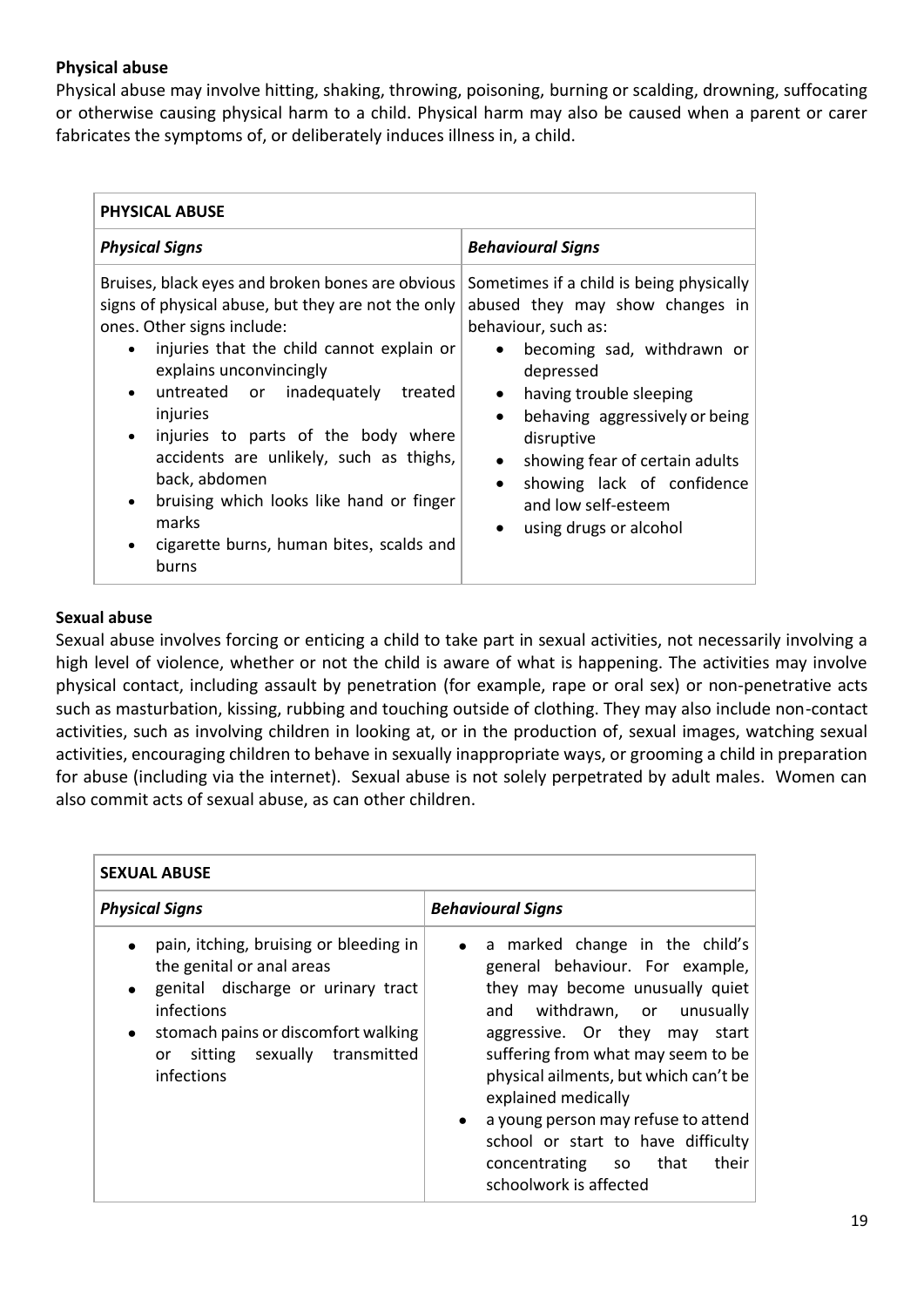**Physical abuse**

Physical abuse may involve hitting, shaking, throwing, poisoning, burning or scalding, drowning, suffocating or otherwise causing physical harm to a child. Physical harm may also be caused when a parent or carer fabricates the symptoms of, or deliberately induces illness in, a child.

| **PHYSICAL ABUSE** | |
|---|---|
| ***Physical Signs*** | ***Behavioural Signs*** |
| Bruises, black eyes and broken bones are obvious signs of physical abuse, but they are not the only ones. Other signs include:<br>• injuries that the child cannot explain or explains unconvincingly<br>• untreated or inadequately treated injuries<br>• injuries to parts of the body where accidents are unlikely, such as thighs, back, abdomen<br>• bruising which looks like hand or finger marks<br>• cigarette burns, human bites, scalds and burns | Sometimes if a child is being physically abused they may show changes in behaviour, such as:<br>• becoming sad, withdrawn or depressed<br>• having trouble sleeping<br>• behaving aggressively or being disruptive<br>• showing fear of certain adults<br>• showing lack of confidence and low self-esteem<br>• using drugs or alcohol |

**Sexual abuse**

Sexual abuse involves forcing or enticing a child to take part in sexual activities, not necessarily involving a high level of violence, whether or not the child is aware of what is happening. The activities may involve physical contact, including assault by penetration (for example, rape or oral sex) or non-penetrative acts such as masturbation, kissing, rubbing and touching outside of clothing. They may also include non-contact activities, such as involving children in looking at, or in the production of, sexual images, watching sexual activities, encouraging children to behave in sexually inappropriate ways, or grooming a child in preparation for abuse (including via the internet). Sexual abuse is not solely perpetrated by adult males. Women can also commit acts of sexual abuse, as can other children.

| **SEXUAL ABUSE** | |
|---|---|
| ***Physical Signs*** | ***Behavioural Signs*** |
| • pain, itching, bruising or bleeding in the genital or anal areas<br>• genital discharge or urinary tract infections<br>• stomach pains or discomfort walking or sitting sexually transmitted infections | • a marked change in the child's general behaviour. For example, they may become unusually quiet and withdrawn, or unusually aggressive. Or they may start suffering from what may seem to be physical ailments, but which can't be explained medically<br>• a young person may refuse to attend school or start to have difficulty concentrating so that their schoolwork is affected |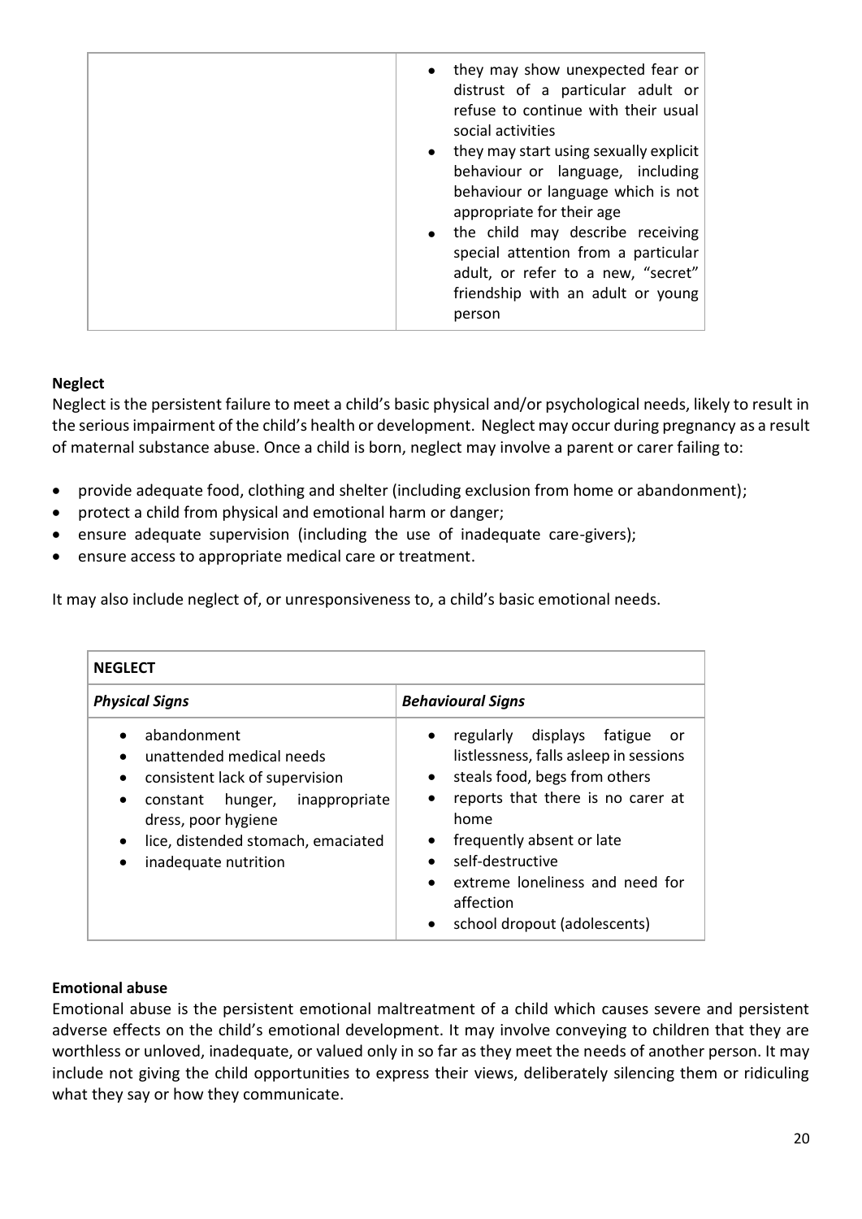| | |
|---|---|
| | • they may show unexpected fear or distrust of a particular adult or refuse to continue with their usual social activities<br>• they may start using sexually explicit behaviour or language, including behaviour or language which is not appropriate for their age<br>• the child may describe receiving special attention from a particular adult, or refer to a new, “secret” friendship with an adult or young person |

**Neglect**

Neglect is the persistent failure to meet a child’s basic physical and/or psychological needs, likely to result in the serious impairment of the child’s health or development. Neglect may occur during pregnancy as a result of maternal substance abuse. Once a child is born, neglect may involve a parent or carer failing to:

- provide adequate food, clothing and shelter (including exclusion from home or abandonment);
- protect a child from physical and emotional harm or danger;
- ensure adequate supervision (including the use of inadequate care-givers);
- ensure access to appropriate medical care or treatment.

It may also include neglect of, or unresponsiveness to, a child’s basic emotional needs.

| **NEGLECT** | |
|---|---|
| ***Physical Signs*** | ***Behavioural Signs*** |
| • abandonment<br>• unattended medical needs<br>• consistent lack of supervision<br>• constant hunger, inappropriate dress, poor hygiene<br>• lice, distended stomach, emaciated<br>• inadequate nutrition | • regularly displays fatigue or listlessness, falls asleep in sessions<br>• steals food, begs from others<br>• reports that there is no carer at home<br>• frequently absent or late<br>• self-destructive<br>• extreme loneliness and need for affection<br>• school dropout (adolescents) |

**Emotional abuse**

Emotional abuse is the persistent emotional maltreatment of a child which causes severe and persistent adverse effects on the child’s emotional development. It may involve conveying to children that they are worthless or unloved, inadequate, or valued only in so far as they meet the needs of another person. It may include not giving the child opportunities to express their views, deliberately silencing them or ridiculing what they say or how they communicate.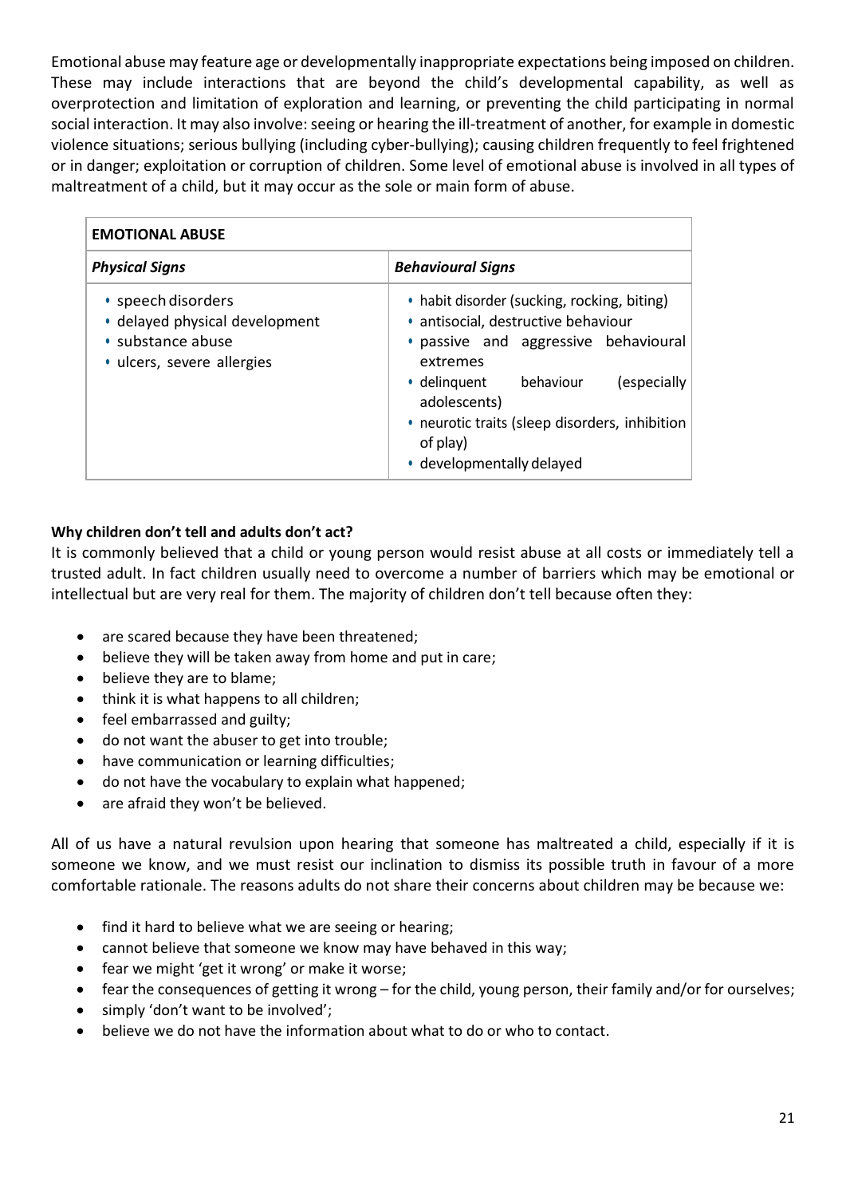Emotional abuse may feature age or developmentally inappropriate expectations being imposed on children. These may include interactions that are beyond the child's developmental capability, as well as overprotection and limitation of exploration and learning, or preventing the child participating in normal social interaction. It may also involve: seeing or hearing the ill-treatment of another, for example in domestic violence situations; serious bullying (including cyber-bullying); causing children frequently to feel frightened or in danger; exploitation or corruption of children. Some level of emotional abuse is involved in all types of maltreatment of a child, but it may occur as the sole or main form of abuse.

| **EMOTIONAL ABUSE** | |
|---|---|
| ***Physical Signs*** | ***Behavioural Signs*** |
| • speech disorders<br>• delayed physical development<br>• substance abuse<br>• ulcers, severe allergies | • habit disorder (sucking, rocking, biting)<br>• antisocial, destructive behaviour<br>• passive and aggressive behavioural extremes<br>• delinquent behaviour (especially adolescents)<br>• neurotic traits (sleep disorders, inhibition of play)<br>• developmentally delayed |

**Why children don't tell and adults don't act?**

It is commonly believed that a child or young person would resist abuse at all costs or immediately tell a trusted adult. In fact children usually need to overcome a number of barriers which may be emotional or intellectual but are very real for them. The majority of children don't tell because often they:

- are scared because they have been threatened;
- believe they will be taken away from home and put in care;
- believe they are to blame;
- think it is what happens to all children;
- feel embarrassed and guilty;
- do not want the abuser to get into trouble;
- have communication or learning difficulties;
- do not have the vocabulary to explain what happened;
- are afraid they won't be believed.

All of us have a natural revulsion upon hearing that someone has maltreated a child, especially if it is someone we know, and we must resist our inclination to dismiss its possible truth in favour of a more comfortable rationale. The reasons adults do not share their concerns about children may be because we:

- find it hard to believe what we are seeing or hearing;
- cannot believe that someone we know may have behaved in this way;
- fear we might 'get it wrong' or make it worse;
- fear the consequences of getting it wrong – for the child, young person, their family and/or for ourselves;
- simply 'don't want to be involved';
- believe we do not have the information about what to do or who to contact.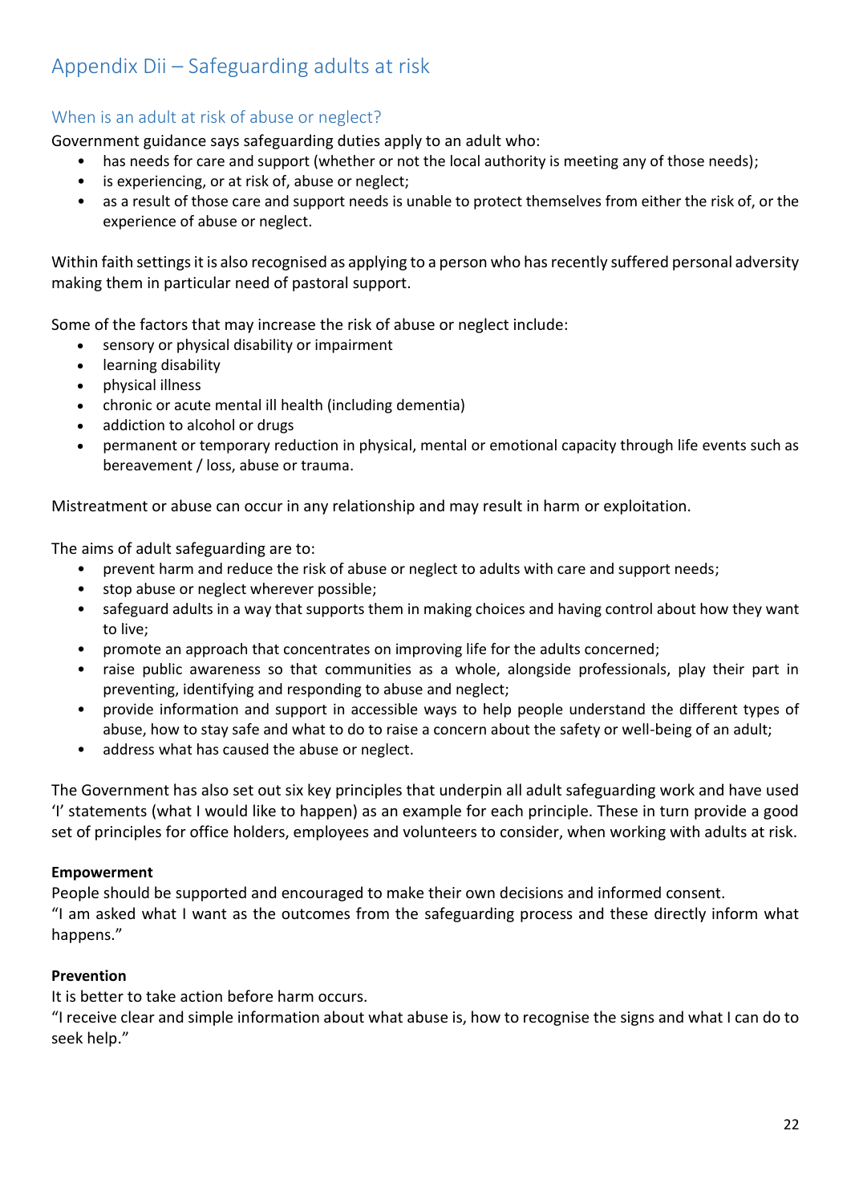# Appendix Dii – Safeguarding adults at risk

## When is an adult at risk of abuse or neglect?

Government guidance says safeguarding duties apply to an adult who:

- has needs for care and support (whether or not the local authority is meeting any of those needs);
- is experiencing, or at risk of, abuse or neglect;
- as a result of those care and support needs is unable to protect themselves from either the risk of, or the experience of abuse or neglect.

Within faith settings it is also recognised as applying to a person who has recently suffered personal adversity making them in particular need of pastoral support.

Some of the factors that may increase the risk of abuse or neglect include:

- sensory or physical disability or impairment
- learning disability
- physical illness
- chronic or acute mental ill health (including dementia)
- addiction to alcohol or drugs
- permanent or temporary reduction in physical, mental or emotional capacity through life events such as bereavement / loss, abuse or trauma.

Mistreatment or abuse can occur in any relationship and may result in harm or exploitation.

The aims of adult safeguarding are to:

- prevent harm and reduce the risk of abuse or neglect to adults with care and support needs;
- stop abuse or neglect wherever possible;
- safeguard adults in a way that supports them in making choices and having control about how they want to live;
- promote an approach that concentrates on improving life for the adults concerned;
- raise public awareness so that communities as a whole, alongside professionals, play their part in preventing, identifying and responding to abuse and neglect;
- provide information and support in accessible ways to help people understand the different types of abuse, how to stay safe and what to do to raise a concern about the safety or well-being of an adult;
- address what has caused the abuse or neglect.

The Government has also set out six key principles that underpin all adult safeguarding work and have used 'I' statements (what I would like to happen) as an example for each principle. These in turn provide a good set of principles for office holders, employees and volunteers to consider, when working with adults at risk.

**Empowerment**

People should be supported and encouraged to make their own decisions and informed consent.
"I am asked what I want as the outcomes from the safeguarding process and these directly inform what happens."

**Prevention**

It is better to take action before harm occurs.
"I receive clear and simple information about what abuse is, how to recognise the signs and what I can do to seek help."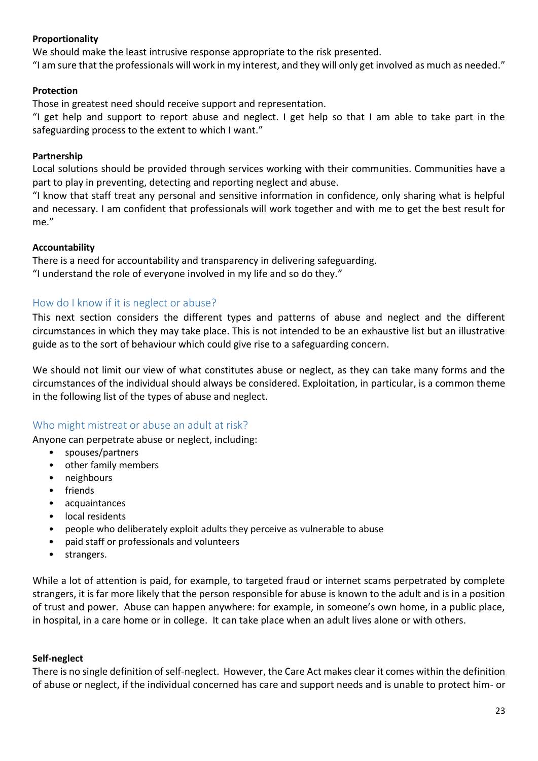**Proportionality**

We should make the least intrusive response appropriate to the risk presented.

"I am sure that the professionals will work in my interest, and they will only get involved as much as needed."

**Protection**

Those in greatest need should receive support and representation.

"I get help and support to report abuse and neglect. I get help so that I am able to take part in the safeguarding process to the extent to which I want."

**Partnership**

Local solutions should be provided through services working with their communities. Communities have a part to play in preventing, detecting and reporting neglect and abuse.

"I know that staff treat any personal and sensitive information in confidence, only sharing what is helpful and necessary. I am confident that professionals will work together and with me to get the best result for me."

**Accountability**

There is a need for accountability and transparency in delivering safeguarding.

"I understand the role of everyone involved in my life and so do they."

## How do I know if it is neglect or abuse?

This next section considers the different types and patterns of abuse and neglect and the different circumstances in which they may take place. This is not intended to be an exhaustive list but an illustrative guide as to the sort of behaviour which could give rise to a safeguarding concern.

We should not limit our view of what constitutes abuse or neglect, as they can take many forms and the circumstances of the individual should always be considered. Exploitation, in particular, is a common theme in the following list of the types of abuse and neglect.

## Who might mistreat or abuse an adult at risk?

Anyone can perpetrate abuse or neglect, including:

- spouses/partners
- other family members
- neighbours
- friends
- acquaintances
- local residents
- people who deliberately exploit adults they perceive as vulnerable to abuse
- paid staff or professionals and volunteers
- strangers.

While a lot of attention is paid, for example, to targeted fraud or internet scams perpetrated by complete strangers, it is far more likely that the person responsible for abuse is known to the adult and is in a position of trust and power. Abuse can happen anywhere: for example, in someone's own home, in a public place, in hospital, in a care home or in college. It can take place when an adult lives alone or with others.

**Self-neglect**

There is no single definition of self-neglect. However, the Care Act makes clear it comes within the definition of abuse or neglect, if the individual concerned has care and support needs and is unable to protect him- or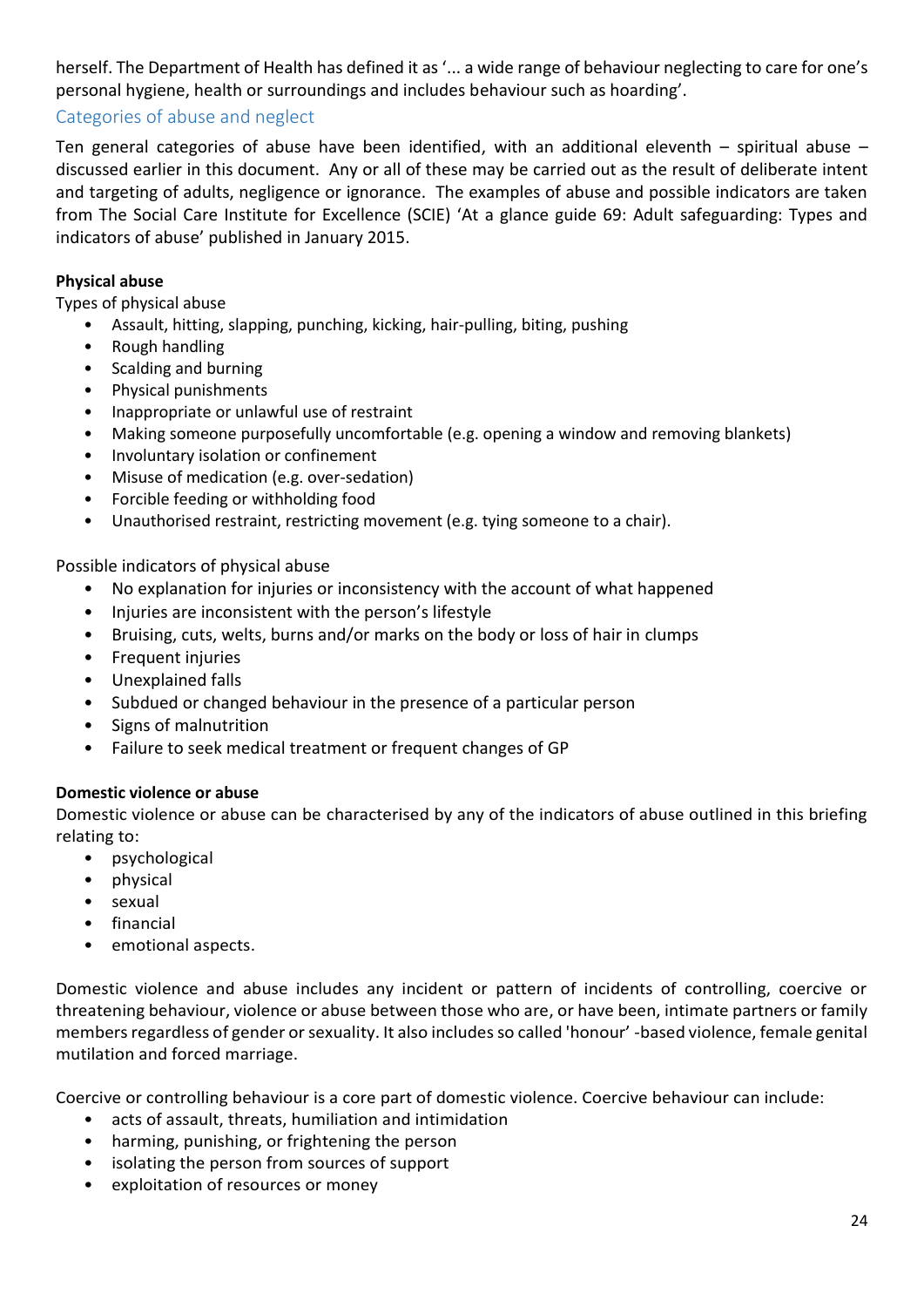herself. The Department of Health has defined it as '... a wide range of behaviour neglecting to care for one's personal hygiene, health or surroundings and includes behaviour such as hoarding'.

## Categories of abuse and neglect

Ten general categories of abuse have been identified, with an additional eleventh – spiritual abuse – discussed earlier in this document. Any or all of these may be carried out as the result of deliberate intent and targeting of adults, negligence or ignorance. The examples of abuse and possible indicators are taken from The Social Care Institute for Excellence (SCIE) 'At a glance guide 69: Adult safeguarding: Types and indicators of abuse' published in January 2015.

**Physical abuse**

Types of physical abuse

- Assault, hitting, slapping, punching, kicking, hair-pulling, biting, pushing
- Rough handling
- Scalding and burning
- Physical punishments
- Inappropriate or unlawful use of restraint
- Making someone purposefully uncomfortable (e.g. opening a window and removing blankets)
- Involuntary isolation or confinement
- Misuse of medication (e.g. over-sedation)
- Forcible feeding or withholding food
- Unauthorised restraint, restricting movement (e.g. tying someone to a chair).

Possible indicators of physical abuse

- No explanation for injuries or inconsistency with the account of what happened
- Injuries are inconsistent with the person's lifestyle
- Bruising, cuts, welts, burns and/or marks on the body or loss of hair in clumps
- Frequent injuries
- Unexplained falls
- Subdued or changed behaviour in the presence of a particular person
- Signs of malnutrition
- Failure to seek medical treatment or frequent changes of GP

**Domestic violence or abuse**

Domestic violence or abuse can be characterised by any of the indicators of abuse outlined in this briefing relating to:

- psychological
- physical
- sexual
- financial
- emotional aspects.

Domestic violence and abuse includes any incident or pattern of incidents of controlling, coercive or threatening behaviour, violence or abuse between those who are, or have been, intimate partners or family members regardless of gender or sexuality. It also includes so called 'honour' -based violence, female genital mutilation and forced marriage.

Coercive or controlling behaviour is a core part of domestic violence. Coercive behaviour can include:

- acts of assault, threats, humiliation and intimidation
- harming, punishing, or frightening the person
- isolating the person from sources of support
- exploitation of resources or money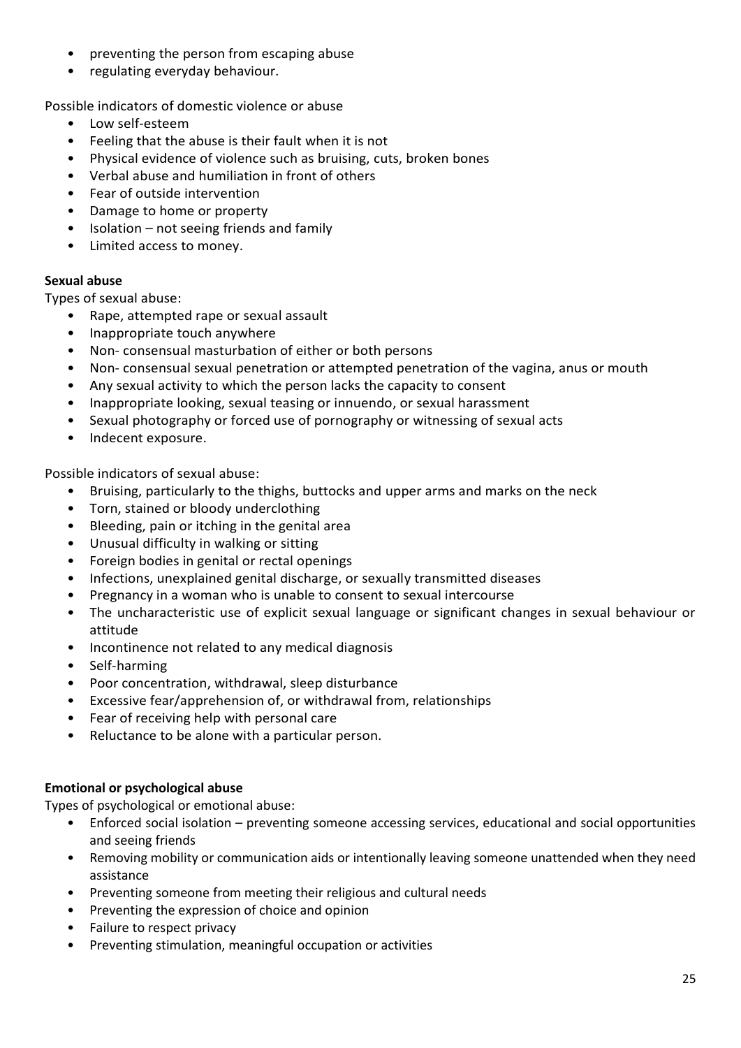- preventing the person from escaping abuse
- regulating everyday behaviour.

Possible indicators of domestic violence or abuse

- Low self-esteem
- Feeling that the abuse is their fault when it is not
- Physical evidence of violence such as bruising, cuts, broken bones
- Verbal abuse and humiliation in front of others
- Fear of outside intervention
- Damage to home or property
- Isolation – not seeing friends and family
- Limited access to money.

**Sexual abuse**

Types of sexual abuse:

- Rape, attempted rape or sexual assault
- Inappropriate touch anywhere
- Non- consensual masturbation of either or both persons
- Non- consensual sexual penetration or attempted penetration of the vagina, anus or mouth
- Any sexual activity to which the person lacks the capacity to consent
- Inappropriate looking, sexual teasing or innuendo, or sexual harassment
- Sexual photography or forced use of pornography or witnessing of sexual acts
- Indecent exposure.

Possible indicators of sexual abuse:

- Bruising, particularly to the thighs, buttocks and upper arms and marks on the neck
- Torn, stained or bloody underclothing
- Bleeding, pain or itching in the genital area
- Unusual difficulty in walking or sitting
- Foreign bodies in genital or rectal openings
- Infections, unexplained genital discharge, or sexually transmitted diseases
- Pregnancy in a woman who is unable to consent to sexual intercourse
- The uncharacteristic use of explicit sexual language or significant changes in sexual behaviour or attitude
- Incontinence not related to any medical diagnosis
- Self-harming
- Poor concentration, withdrawal, sleep disturbance
- Excessive fear/apprehension of, or withdrawal from, relationships
- Fear of receiving help with personal care
- Reluctance to be alone with a particular person.

**Emotional or psychological abuse**

Types of psychological or emotional abuse:

- Enforced social isolation – preventing someone accessing services, educational and social opportunities and seeing friends
- Removing mobility or communication aids or intentionally leaving someone unattended when they need assistance
- Preventing someone from meeting their religious and cultural needs
- Preventing the expression of choice and opinion
- Failure to respect privacy
- Preventing stimulation, meaningful occupation or activities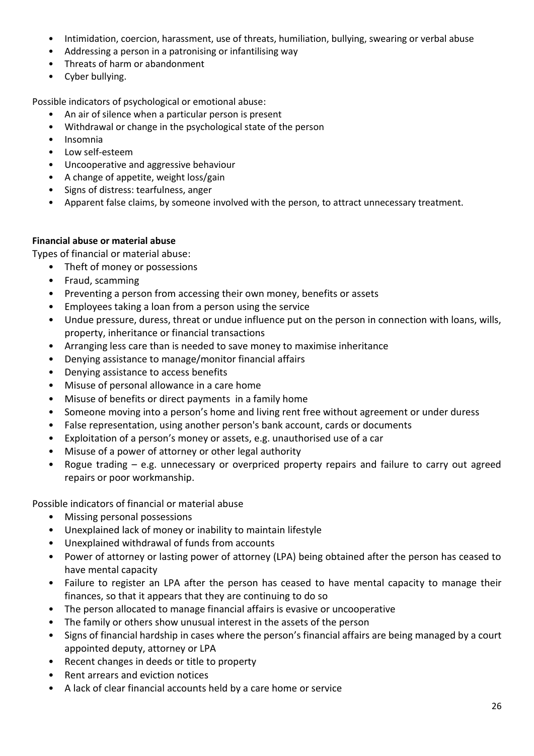- Intimidation, coercion, harassment, use of threats, humiliation, bullying, swearing or verbal abuse
- Addressing a person in a patronising or infantilising way
- Threats of harm or abandonment
- Cyber bullying.

Possible indicators of psychological or emotional abuse:

- An air of silence when a particular person is present
- Withdrawal or change in the psychological state of the person
- Insomnia
- Low self-esteem
- Uncooperative and aggressive behaviour
- A change of appetite, weight loss/gain
- Signs of distress: tearfulness, anger
- Apparent false claims, by someone involved with the person, to attract unnecessary treatment.

**Financial abuse or material abuse**

Types of financial or material abuse:

- Theft of money or possessions
- Fraud, scamming
- Preventing a person from accessing their own money, benefits or assets
- Employees taking a loan from a person using the service
- Undue pressure, duress, threat or undue influence put on the person in connection with loans, wills, property, inheritance or financial transactions
- Arranging less care than is needed to save money to maximise inheritance
- Denying assistance to manage/monitor financial affairs
- Denying assistance to access benefits
- Misuse of personal allowance in a care home
- Misuse of benefits or direct payments in a family home
- Someone moving into a person's home and living rent free without agreement or under duress
- False representation, using another person's bank account, cards or documents
- Exploitation of a person's money or assets, e.g. unauthorised use of a car
- Misuse of a power of attorney or other legal authority
- Rogue trading – e.g. unnecessary or overpriced property repairs and failure to carry out agreed repairs or poor workmanship.

Possible indicators of financial or material abuse

- Missing personal possessions
- Unexplained lack of money or inability to maintain lifestyle
- Unexplained withdrawal of funds from accounts
- Power of attorney or lasting power of attorney (LPA) being obtained after the person has ceased to have mental capacity
- Failure to register an LPA after the person has ceased to have mental capacity to manage their finances, so that it appears that they are continuing to do so
- The person allocated to manage financial affairs is evasive or uncooperative
- The family or others show unusual interest in the assets of the person
- Signs of financial hardship in cases where the person's financial affairs are being managed by a court appointed deputy, attorney or LPA
- Recent changes in deeds or title to property
- Rent arrears and eviction notices
- A lack of clear financial accounts held by a care home or service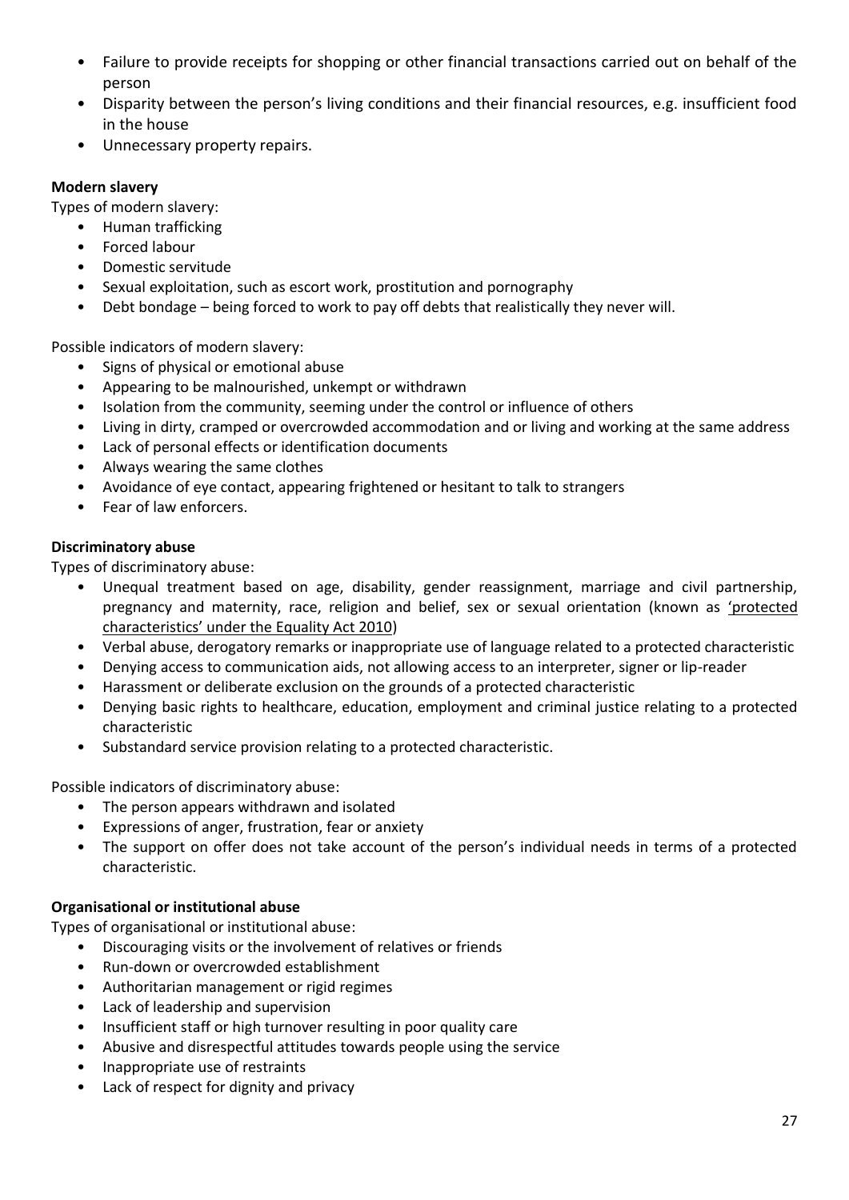- Failure to provide receipts for shopping or other financial transactions carried out on behalf of the person
- Disparity between the person's living conditions and their financial resources, e.g. insufficient food in the house
- Unnecessary property repairs.

**Modern slavery**

Types of modern slavery:

- Human trafficking
- Forced labour
- Domestic servitude
- Sexual exploitation, such as escort work, prostitution and pornography
- Debt bondage – being forced to work to pay off debts that realistically they never will.

Possible indicators of modern slavery:

- Signs of physical or emotional abuse
- Appearing to be malnourished, unkempt or withdrawn
- Isolation from the community, seeming under the control or influence of others
- Living in dirty, cramped or overcrowded accommodation and or living and working at the same address
- Lack of personal effects or identification documents
- Always wearing the same clothes
- Avoidance of eye contact, appearing frightened or hesitant to talk to strangers
- Fear of law enforcers.

**Discriminatory abuse**

Types of discriminatory abuse:

- Unequal treatment based on age, disability, gender reassignment, marriage and civil partnership, pregnancy and maternity, race, religion and belief, sex or sexual orientation (known as 'protected characteristics' under the Equality Act 2010)
- Verbal abuse, derogatory remarks or inappropriate use of language related to a protected characteristic
- Denying access to communication aids, not allowing access to an interpreter, signer or lip-reader
- Harassment or deliberate exclusion on the grounds of a protected characteristic
- Denying basic rights to healthcare, education, employment and criminal justice relating to a protected characteristic
- Substandard service provision relating to a protected characteristic.

Possible indicators of discriminatory abuse:

- The person appears withdrawn and isolated
- Expressions of anger, frustration, fear or anxiety
- The support on offer does not take account of the person's individual needs in terms of a protected characteristic.

**Organisational or institutional abuse**

Types of organisational or institutional abuse:

- Discouraging visits or the involvement of relatives or friends
- Run-down or overcrowded establishment
- Authoritarian management or rigid regimes
- Lack of leadership and supervision
- Insufficient staff or high turnover resulting in poor quality care
- Abusive and disrespectful attitudes towards people using the service
- Inappropriate use of restraints
- Lack of respect for dignity and privacy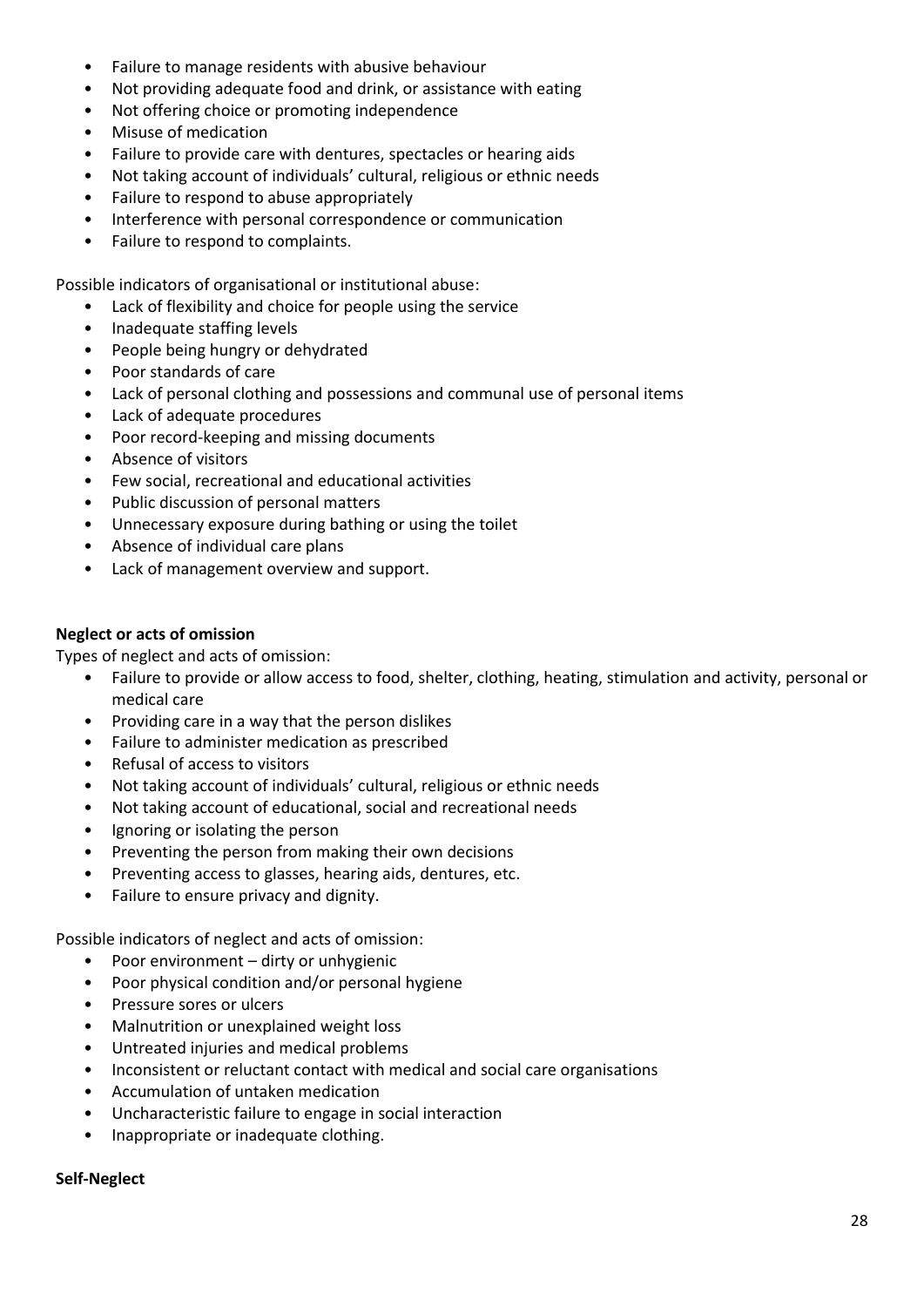- Failure to manage residents with abusive behaviour
- Not providing adequate food and drink, or assistance with eating
- Not offering choice or promoting independence
- Misuse of medication
- Failure to provide care with dentures, spectacles or hearing aids
- Not taking account of individuals' cultural, religious or ethnic needs
- Failure to respond to abuse appropriately
- Interference with personal correspondence or communication
- Failure to respond to complaints.

Possible indicators of organisational or institutional abuse:

- Lack of flexibility and choice for people using the service
- Inadequate staffing levels
- People being hungry or dehydrated
- Poor standards of care
- Lack of personal clothing and possessions and communal use of personal items
- Lack of adequate procedures
- Poor record-keeping and missing documents
- Absence of visitors
- Few social, recreational and educational activities
- Public discussion of personal matters
- Unnecessary exposure during bathing or using the toilet
- Absence of individual care plans
- Lack of management overview and support.

**Neglect or acts of omission**

Types of neglect and acts of omission:

- Failure to provide or allow access to food, shelter, clothing, heating, stimulation and activity, personal or medical care
- Providing care in a way that the person dislikes
- Failure to administer medication as prescribed
- Refusal of access to visitors
- Not taking account of individuals' cultural, religious or ethnic needs
- Not taking account of educational, social and recreational needs
- Ignoring or isolating the person
- Preventing the person from making their own decisions
- Preventing access to glasses, hearing aids, dentures, etc.
- Failure to ensure privacy and dignity.

Possible indicators of neglect and acts of omission:

- Poor environment – dirty or unhygienic
- Poor physical condition and/or personal hygiene
- Pressure sores or ulcers
- Malnutrition or unexplained weight loss
- Untreated injuries and medical problems
- Inconsistent or reluctant contact with medical and social care organisations
- Accumulation of untaken medication
- Uncharacteristic failure to engage in social interaction
- Inappropriate or inadequate clothing.

**Self-Neglect**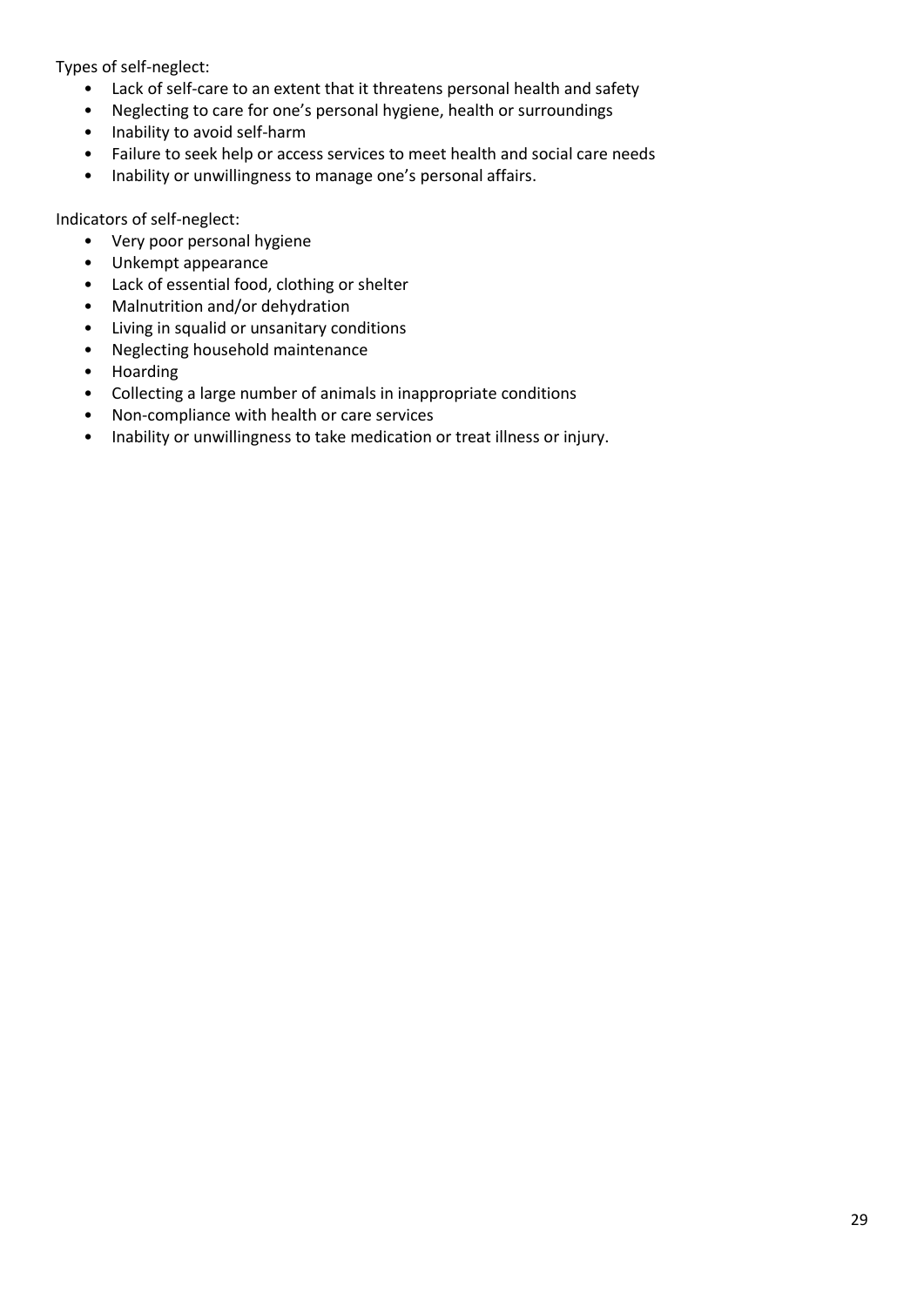Types of self-neglect:

- Lack of self-care to an extent that it threatens personal health and safety
- Neglecting to care for one's personal hygiene, health or surroundings
- Inability to avoid self-harm
- Failure to seek help or access services to meet health and social care needs
- Inability or unwillingness to manage one's personal affairs.

Indicators of self-neglect:

- Very poor personal hygiene
- Unkempt appearance
- Lack of essential food, clothing or shelter
- Malnutrition and/or dehydration
- Living in squalid or unsanitary conditions
- Neglecting household maintenance
- Hoarding
- Collecting a large number of animals in inappropriate conditions
- Non-compliance with health or care services
- Inability or unwillingness to take medication or treat illness or injury.